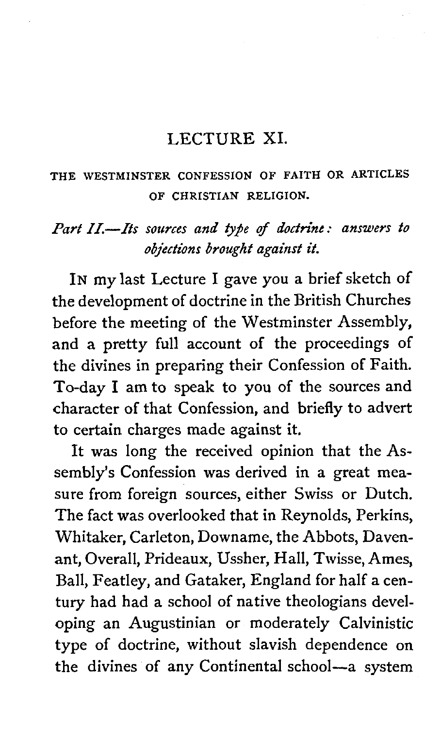# LECTURE XI.

## THE WESTMINSTER CONFESSION OF FAITH OR ARTICLES OF CHRISTIAN RELIGION.

*Part II.—Its sources and type of doctrine: answers to objections brought against it.*

IN my last Lecture I gave you a brief sketch of the development of doctrine in the British Churches before the meeting of the Westminster Assembly, and a pretty full account of the proceedings of the divines in preparing their Confession of Faith. To-day I am to speak to you of the sources and character of that Confession, and briefly to advert to certain charges made against it.

It was long the received opinion that the Assembly's Confession was derived in a great measure from foreign sources, either Swiss or Dutch. The fact was overlooked that in Reynolds, Perkins, Whitaker, Carleton, Downame, the Abbots, Davenant, Overall, Prideaux, Ussher, Hall, Twisse, Ames, Ball, Featley, and Gataker, England for half a century had had a school of native theologians developing an Augustinian or moderately Calvinistic type of doctrine, without slavish dependence on the divines of any Continental school—a system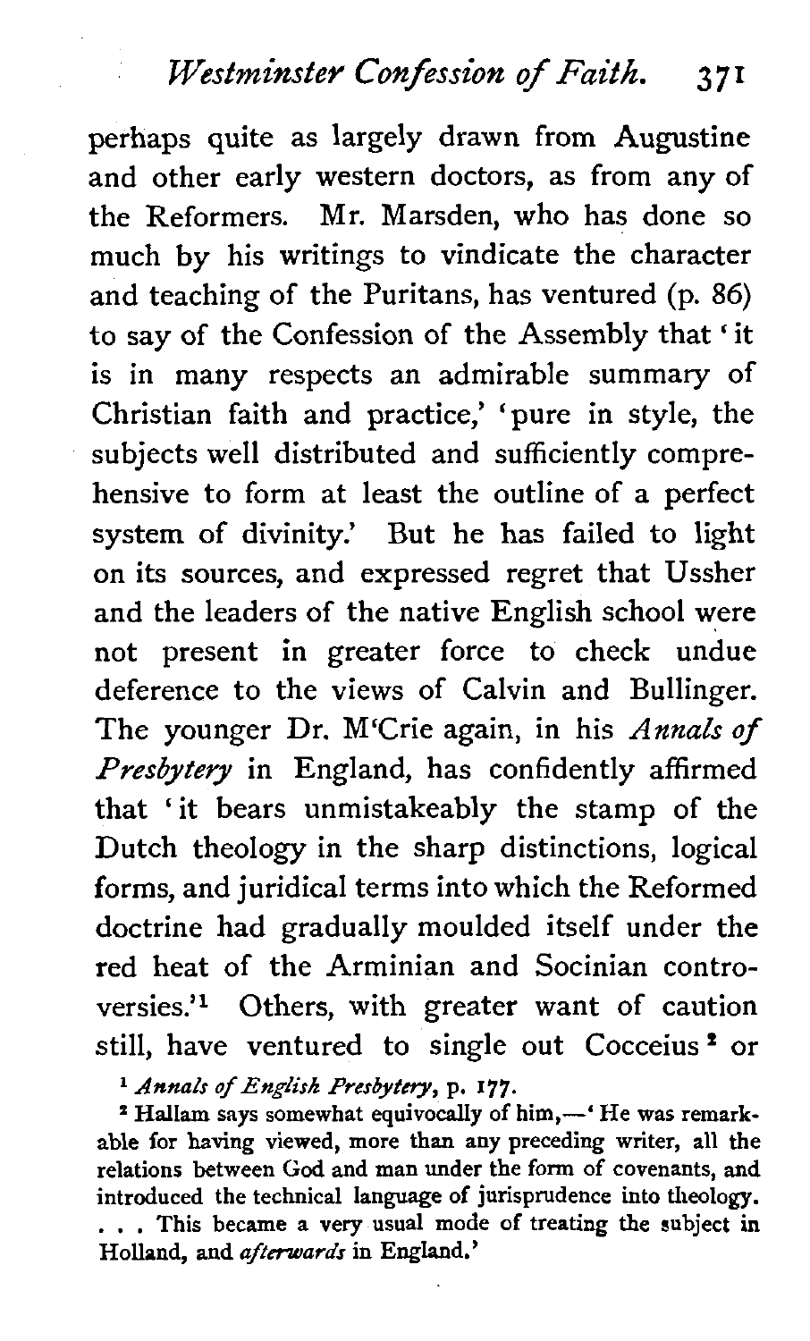perhaps quite as largely drawn from Augustine and other early western doctors, as from any of the Reformers. Mr. Marsden, who has done so much by his writings to vindicate the character and teaching of the Puritans, has ventured (p. 86) to say of the Confession of the Assembly that 'it is in many respects an admirable summary of Christian faith and practice,' 'pure in style, the subjects well distributed and sufficiently comprehensive to form at least the outline of a perfect system of divinity.' But he has failed to light on its sources, and expressed regret that Ussher and the leaders of the native English school were not present in greater force to check undue deference to the views of Calvin and Bullinger. The younger Dr. M'Crie again, in his *Annals of Presbytery* in England, has confidently affirmed that 'it bears unmistakeably the stamp of the Dutch theology in the sharp distinctions, logical forms, and juridical terms into which the Reformed doctrine had gradually moulded itself under the red heat of the Arminian and Socinian controversies.'[1] Others, with greater want of caution still, have ventured to single out Cocceius[2] or

[1] *Annals of English Presbytery*, p. 177.

[2] Hallam says somewhat equivocally of him,—'He was remarkable for having viewed, more than any preceding writer, all the relations between God and man under the form of covenants, and introduced the technical language of jurisprudence into theology. . . . This became a very usual mode of treating the subject in Holland, and *afterwards* in England.'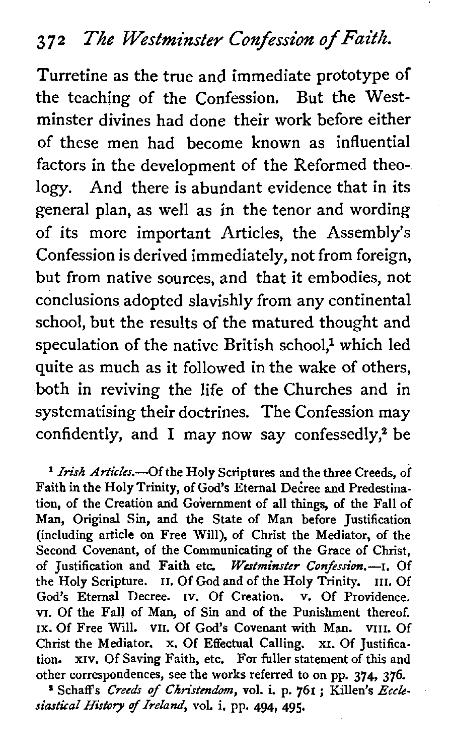Turretine as the true and immediate prototype of the teaching of the Confession. But the Westminster divines had done their work before either of these men had become known as influential factors in the development of the Reformed theology. And there is abundant evidence that in its general plan, as well as in the tenor and wording of its more important Articles, the Assembly's Confession is derived immediately, not from foreign, but from native sources, and that it embodies, not conclusions adopted slavishly from any continental school, but the results of the matured thought and speculation of the native British school,[1] which led quite as much as it followed in the wake of others, both in reviving the life of the Churches and in systematising their doctrines. The Confession may confidently, and I may now say confessedly,[2] be

[1] *Irish Articles.*—Of the Holy Scriptures and the three Creeds, of Faith in the Holy Trinity, of God's Eternal Decree and Predestination, of the Creation and Government of all things, of the Fall of Man, Original Sin, and the State of Man before Justification (including article on Free Will), of Christ the Mediator, of the Second Covenant, of the Communicating of the Grace of Christ, of Justification and Faith etc. *Westminster Confession.*—I. Of the Holy Scripture. II. Of God and of the Holy Trinity. III. Of God's Eternal Decree. IV. Of Creation. V. Of Providence. VI. Of the Fall of Man, of Sin and of the Punishment thereof. IX. Of Free Will. VII. Of God's Covenant with Man. VIII. Of Christ the Mediator. X. Of Effectual Calling. XI. Of Justification. XIV. Of Saving Faith, etc. For fuller statement of this and other correspondences, see the works referred to on pp. 374, 376.

[2] Schaff's *Creeds of Christendom*, vol. i. p. 761 ; Killen's *Ecclesiastical History of Ireland*, vol. i. pp. 494, 495.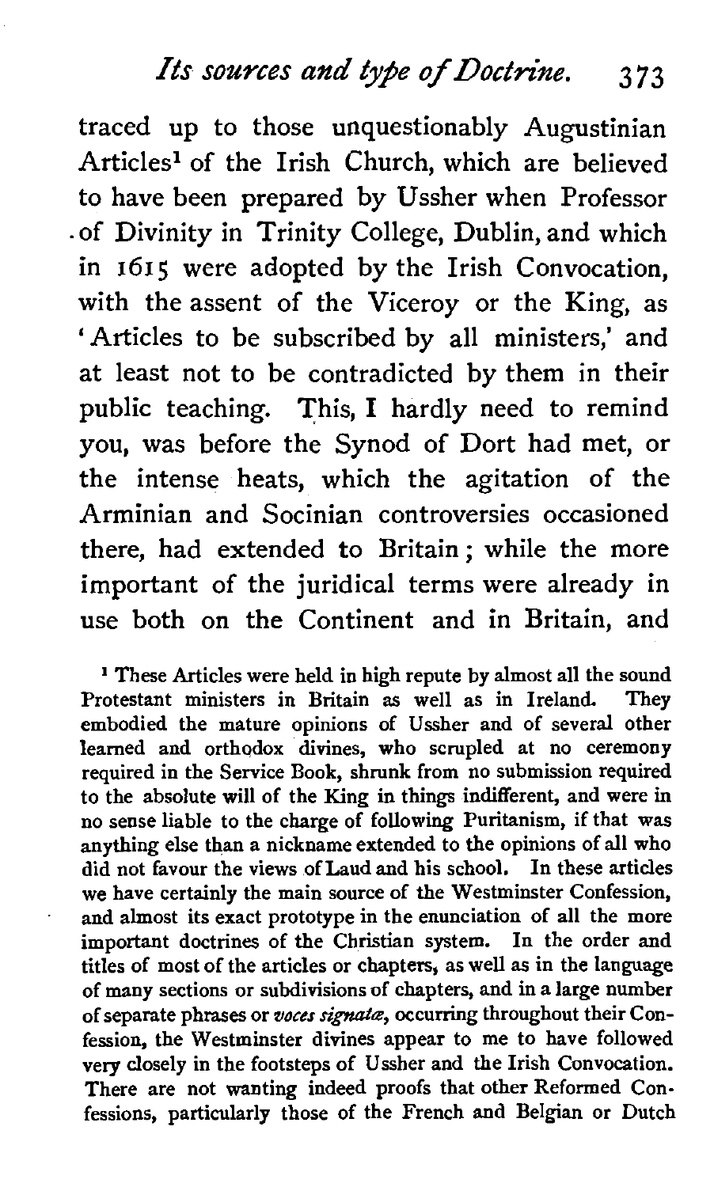traced up to those unquestionably Augustinian Articles[1] of the Irish Church, which are believed to have been prepared by Ussher when Professor of Divinity in Trinity College, Dublin, and which in 1615 were adopted by the Irish Convocation, with the assent of the Viceroy or the King, as 'Articles to be subscribed by all ministers,' and at least not to be contradicted by them in their public teaching. This, I hardly need to remind you, was before the Synod of Dort had met, or the intense heats, which the agitation of the Arminian and Socinian controversies occasioned there, had extended to Britain; while the more important of the juridical terms were already in use both on the Continent and in Britain, and

[1] These Articles were held in high repute by almost all the sound Protestant ministers in Britain as well as in Ireland. They embodied the mature opinions of Ussher and of several other learned and orthodox divines, who scrupled at no ceremony required in the Service Book, shrunk from no submission required to the absolute will of the King in things indifferent, and were in no sense liable to the charge of following Puritanism, if that was anything else than a nickname extended to the opinions of all who did not favour the views of Laud and his school. In these articles we have certainly the main source of the Westminster Confession, and almost its exact prototype in the enunciation of all the more important doctrines of the Christian system. In the order and titles of most of the articles or chapters, as well as in the language of many sections or subdivisions of chapters, and in a large number of separate phrases or *voces signatæ*, occurring throughout their Confession, the Westminster divines appear to me to have followed very closely in the footsteps of Ussher and the Irish Convocation. There are not wanting indeed proofs that other Reformed Confessions, particularly those of the French and Belgian or Dutch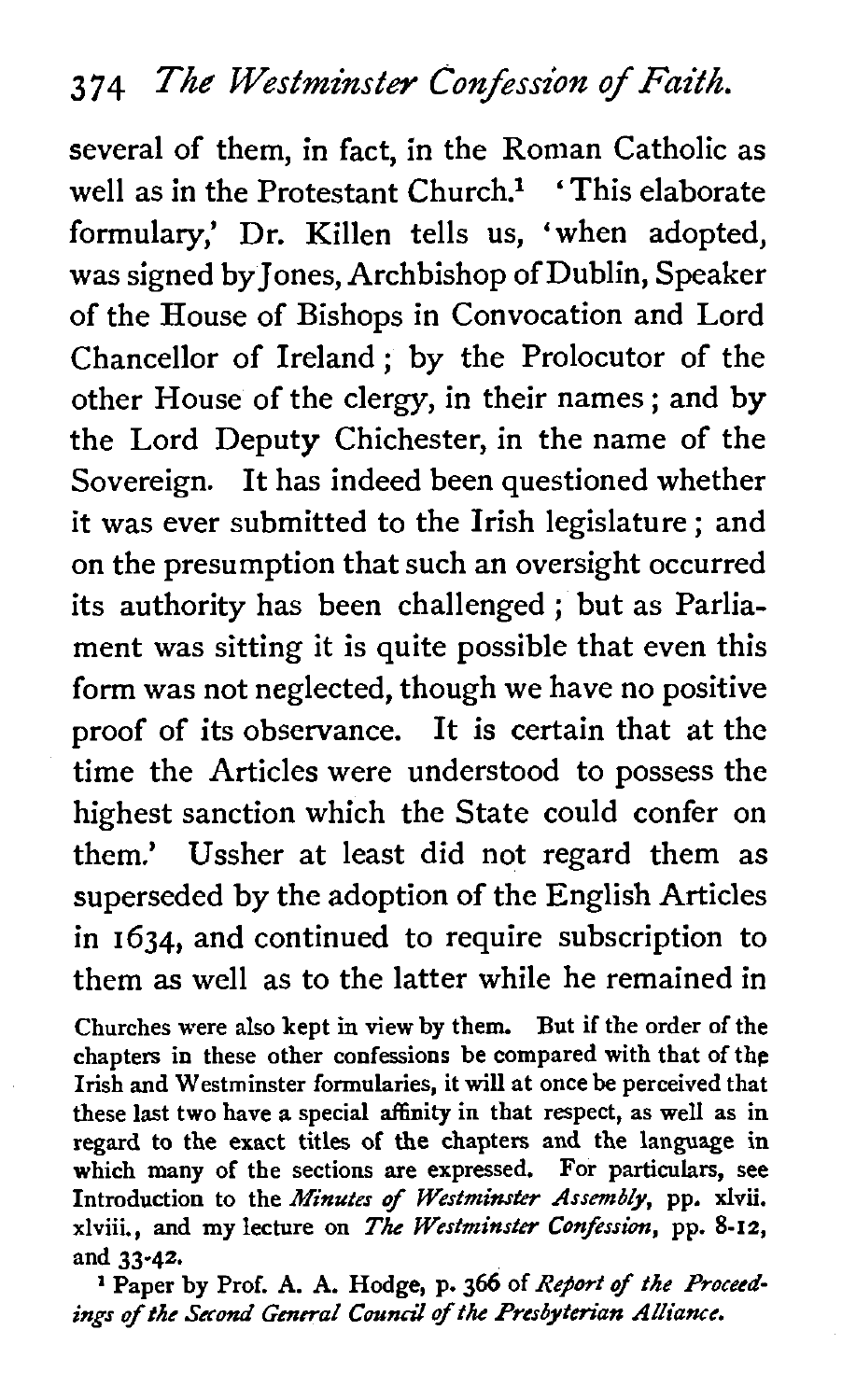several of them, in fact, in the Roman Catholic as well as in the Protestant Church.[1] 'This elaborate formulary,' Dr. Killen tells us, 'when adopted, was signed by Jones, Archbishop of Dublin, Speaker of the House of Bishops in Convocation and Lord Chancellor of Ireland; by the Prolocutor of the other House of the clergy, in their names; and by the Lord Deputy Chichester, in the name of the Sovereign. It has indeed been questioned whether it was ever submitted to the Irish legislature; and on the presumption that such an oversight occurred its authority has been challenged; but as Parliament was sitting it is quite possible that even this form was not neglected, though we have no positive proof of its observance. It is certain that at the time the Articles were understood to possess the highest sanction which the State could confer on them.' Ussher at least did not regard them as superseded by the adoption of the English Articles in 1634, and continued to require subscription to them as well as to the latter while he remained in

Churches were also kept in view by them. But if the order of the chapters in these other confessions be compared with that of the Irish and Westminster formularies, it will at once be perceived that these last two have a special affinity in that respect, as well as in regard to the exact titles of the chapters and the language in which many of the sections are expressed. For particulars, see Introduction to the *Minutes of Westminster Assembly*, pp. xlvii. xlviii., and my lecture on *The Westminster Confession*, pp. 8-12, and 33-42.

[1] Paper by Prof. A. A. Hodge, p. 366 of *Report of the Proceedings of the Second General Council of the Presbyterian Alliance.*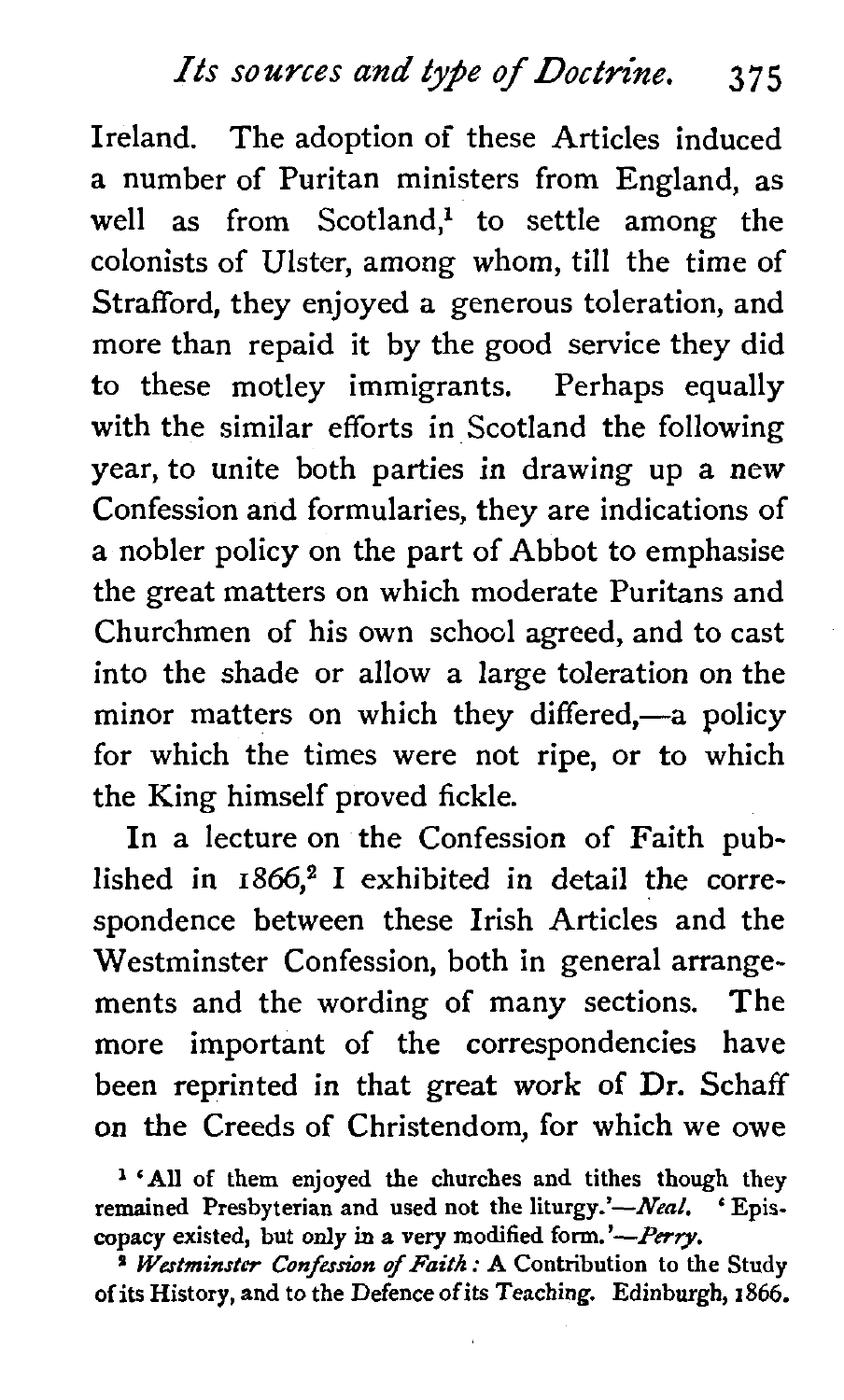Ireland. The adoption of these Articles induced a number of Puritan ministers from England, as well as from Scotland,[1] to settle among the colonists of Ulster, among whom, till the time of Strafford, they enjoyed a generous toleration, and more than repaid it by the good service they did to these motley immigrants. Perhaps equally with the similar efforts in Scotland the following year, to unite both parties in drawing up a new Confession and formularies, they are indications of a nobler policy on the part of Abbot to emphasise the great matters on which moderate Puritans and Churchmen of his own school agreed, and to cast into the shade or allow a large toleration on the minor matters on which they differed,—a policy for which the times were not ripe, or to which the King himself proved fickle.

In a lecture on the Confession of Faith published in 1866,[2] I exhibited in detail the correspondence between these Irish Articles and the Westminster Confession, both in general arrangements and the wording of many sections. The more important of the correspondencies have been reprinted in that great work of Dr. Schaff on the Creeds of Christendom, for which we owe

[1] 'All of them enjoyed the churches and tithes though they remained Presbyterian and used not the liturgy.'—*Neal.* 'Episcopacy existed, but only in a very modified form.'—*Perry.*

[2] *Westminster Confession of Faith:* A Contribution to the Study of its History, and to the Defence of its Teaching. Edinburgh, 1866.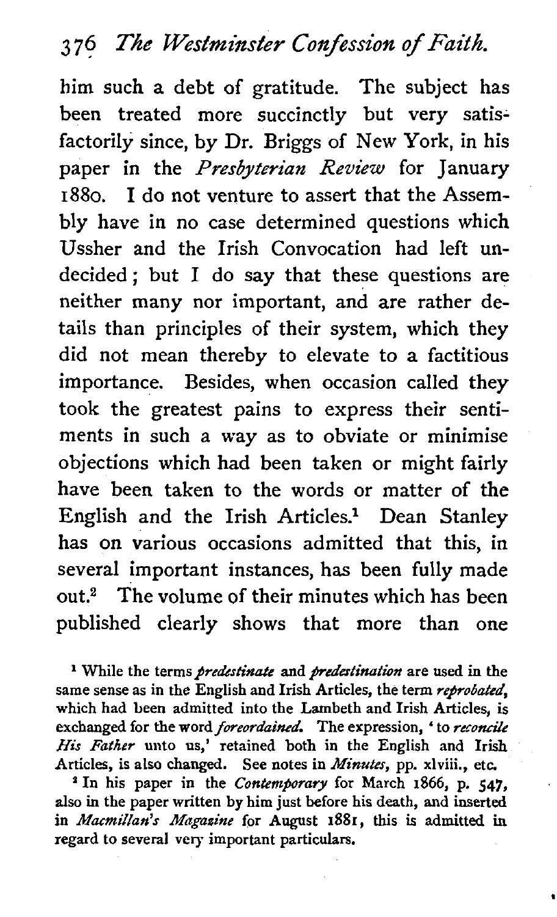him such a debt of gratitude. The subject has been treated more succinctly but very satisfactorily since, by Dr. Briggs of New York, in his paper in the *Presbyterian Review* for January 1880. I do not venture to assert that the Assembly have in no case determined questions which Ussher and the Irish Convocation had left undecided; but I do say that these questions are neither many nor important, and are rather details than principles of their system, which they did not mean thereby to elevate to a factitious importance. Besides, when occasion called they took the greatest pains to express their sentiments in such a way as to obviate or minimise objections which had been taken or might fairly have been taken to the words or matter of the English and the Irish Articles.[1] Dean Stanley has on various occasions admitted that this, in several important instances, has been fully made out.[2] The volume of their minutes which has been published clearly shows that more than one

[1] While the terms *predestinate* and *predestination* are used in the same sense as in the English and Irish Articles, the term *reprobated*, which had been admitted into the Lambeth and Irish Articles, is exchanged for the word *foreordained*. The expression, 'to *reconcile His Father* unto us,' retained both in the English and Irish Articles, is also changed. See notes in *Minutes*, pp. xlviii., etc.

[2] In his paper in the *Contemporary* for March 1866, p. 547, also in the paper written by him just before his death, and inserted in *Macmillan's Magazine* for August 1881, this is admitted in regard to several very important particulars.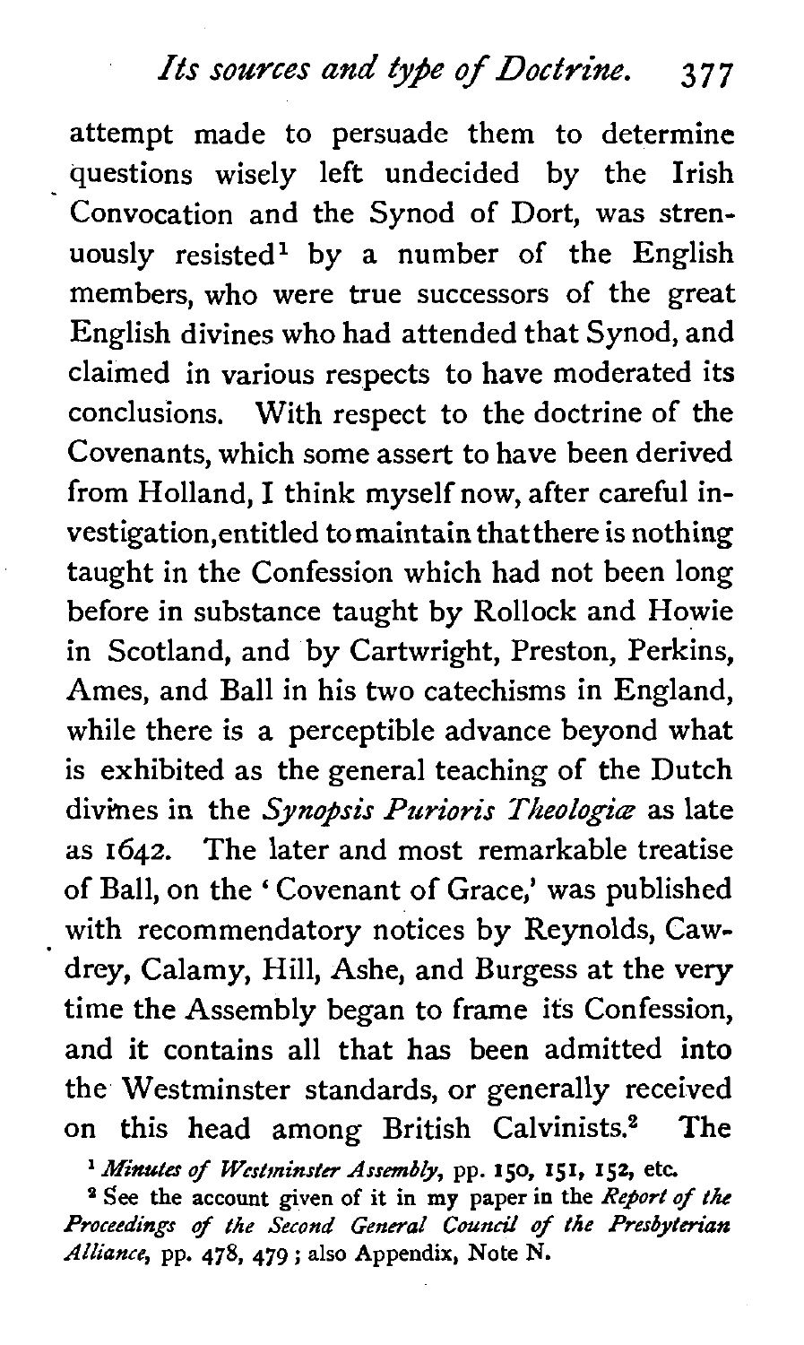attempt made to persuade them to determine questions wisely left undecided by the Irish Convocation and the Synod of Dort, was strenuously resisted[1] by a number of the English members, who were true successors of the great English divines who had attended that Synod, and claimed in various respects to have moderated its conclusions. With respect to the doctrine of the Covenants, which some assert to have been derived from Holland, I think myself now, after careful investigation, entitled to maintain that there is nothing taught in the Confession which had not been long before in substance taught by Rollock and Howie in Scotland, and by Cartwright, Preston, Perkins, Ames, and Ball in his two catechisms in England, while there is a perceptible advance beyond what is exhibited as the general teaching of the Dutch divines in the *Synopsis Purioris Theologiæ* as late as 1642. The later and most remarkable treatise of Ball, on the 'Covenant of Grace,' was published with recommendatory notices by Reynolds, Cawdrey, Calamy, Hill, Ashe, and Burgess at the very time the Assembly began to frame its Confession, and it contains all that has been admitted into the Westminster standards, or generally received on this head among British Calvinists.[2] The

[1] *Minutes of Westminster Assembly*, pp. 150, 151, 152, etc.

[2] See the account given of it in my paper in the *Report of the Proceedings of the Second General Council of the Presbyterian Alliance*, pp. 478, 479; also Appendix, Note N.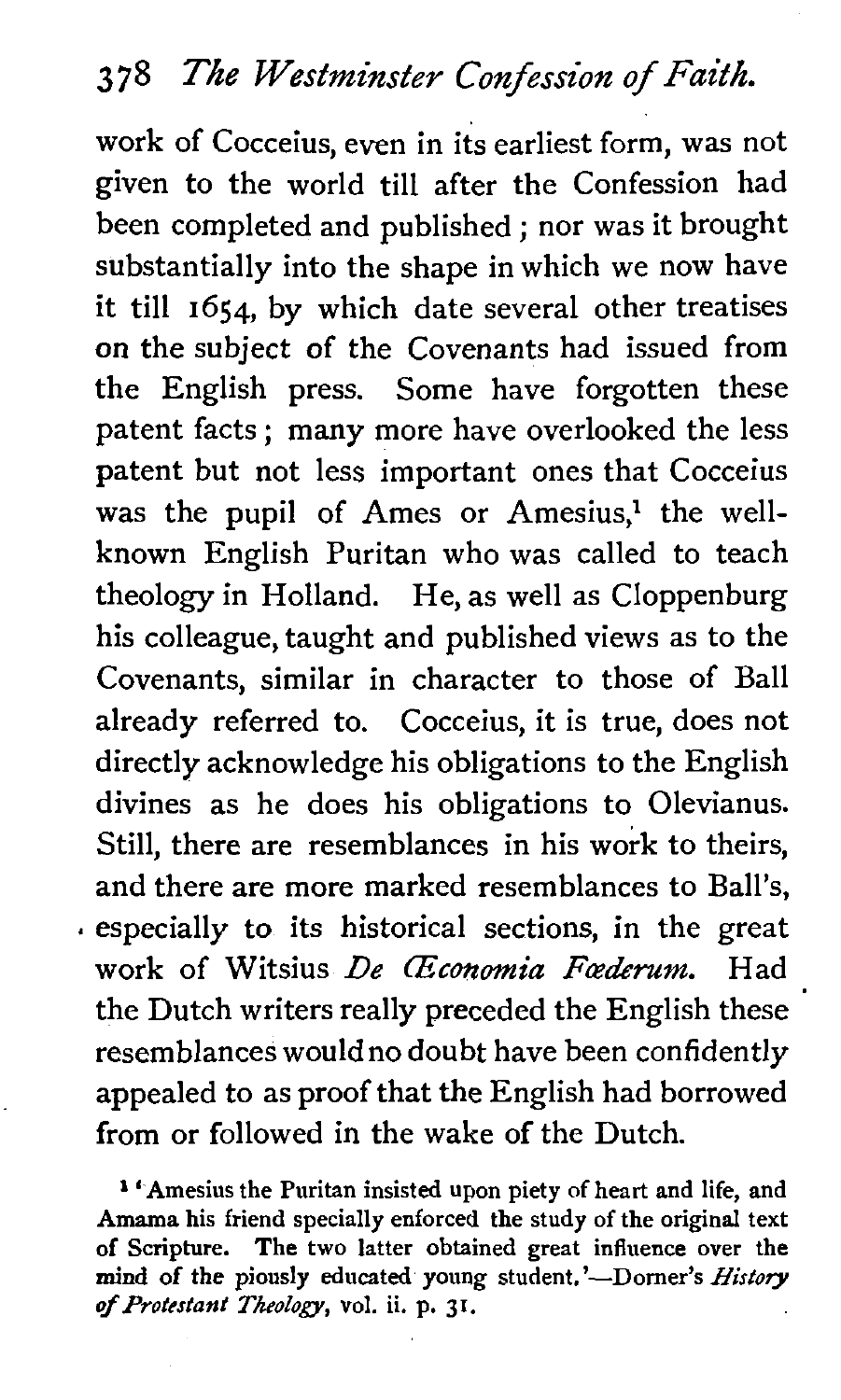work of Cocceius, even in its earliest form, was not given to the world till after the Confession had been completed and published; nor was it brought substantially into the shape in which we now have it till 1654, by which date several other treatises on the subject of the Covenants had issued from the English press. Some have forgotten these patent facts; many more have overlooked the less patent but not less important ones that Cocceius was the pupil of Ames or Amesius,[1] the well-known English Puritan who was called to teach theology in Holland. He, as well as Cloppenburg his colleague, taught and published views as to the Covenants, similar in character to those of Ball already referred to. Cocceius, it is true, does not directly acknowledge his obligations to the English divines as he does his obligations to Olevianus. Still, there are resemblances in his work to theirs, and there are more marked resemblances to Ball's, especially to its historical sections, in the great work of Witsius *De Œconomia Fœderum*. Had the Dutch writers really preceded the English these resemblances would no doubt have been confidently appealed to as proof that the English had borrowed from or followed in the wake of the Dutch.

[1] 'Amesius the Puritan insisted upon piety of heart and life, and Amama his friend specially enforced the study of the original text of Scripture. The two latter obtained great influence over the mind of the piously educated young student.'—Dorner's *History of Protestant Theology*, vol. ii. p. 31.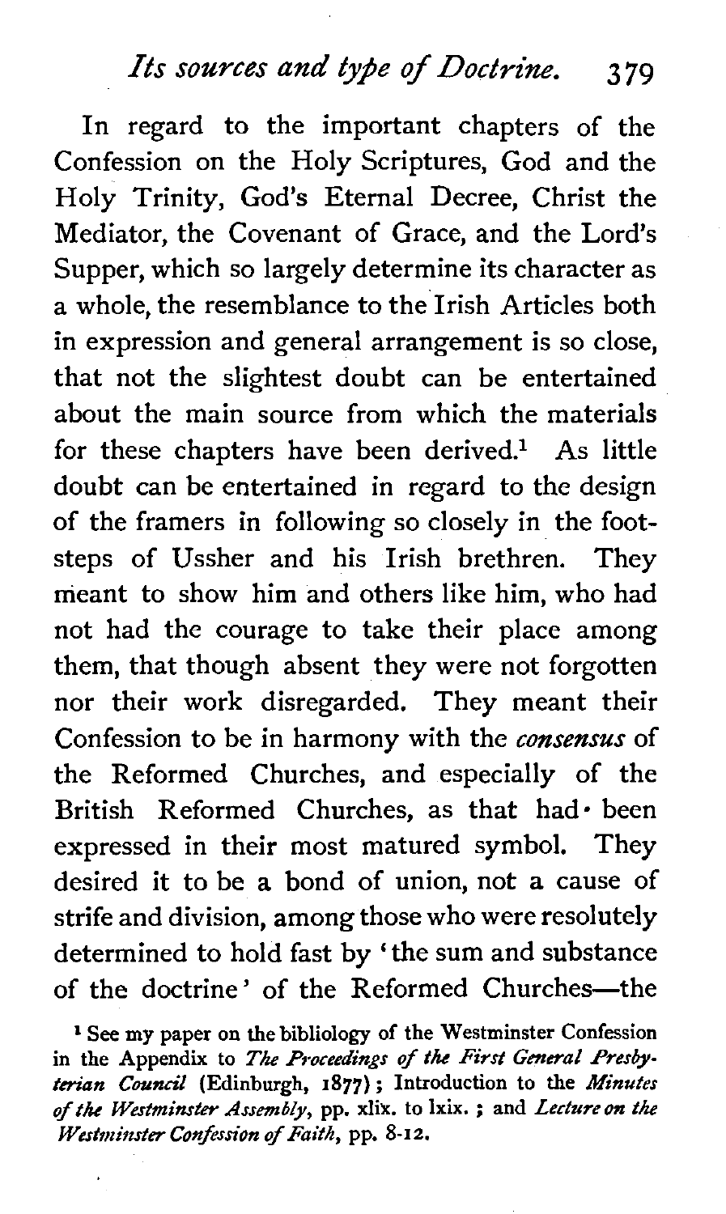In regard to the important chapters of the Confession on the Holy Scriptures, God and the Holy Trinity, God's Eternal Decree, Christ the Mediator, the Covenant of Grace, and the Lord's Supper, which so largely determine its character as a whole, the resemblance to the Irish Articles both in expression and general arrangement is so close, that not the slightest doubt can be entertained about the main source from which the materials for these chapters have been derived.[1] As little doubt can be entertained in regard to the design of the framers in following so closely in the footsteps of Ussher and his Irish brethren. They meant to show him and others like him, who had not had the courage to take their place among them, that though absent they were not forgotten nor their work disregarded. They meant their Confession to be in harmony with the *consensus* of the Reformed Churches, and especially of the British Reformed Churches, as that had been expressed in their most matured symbol. They desired it to be a bond of union, not a cause of strife and division, among those who were resolutely determined to hold fast by 'the sum and substance of the doctrine' of the Reformed Churches—the

[1] See my paper on the bibliology of the Westminster Confession in the Appendix to *The Proceedings of the First General Presbyterian Council* (Edinburgh, 1877); Introduction to the *Minutes of the Westminster Assembly*, pp. xlix. to lxix.; and *Lecture on the Westminster Confession of Faith*, pp. 8-12.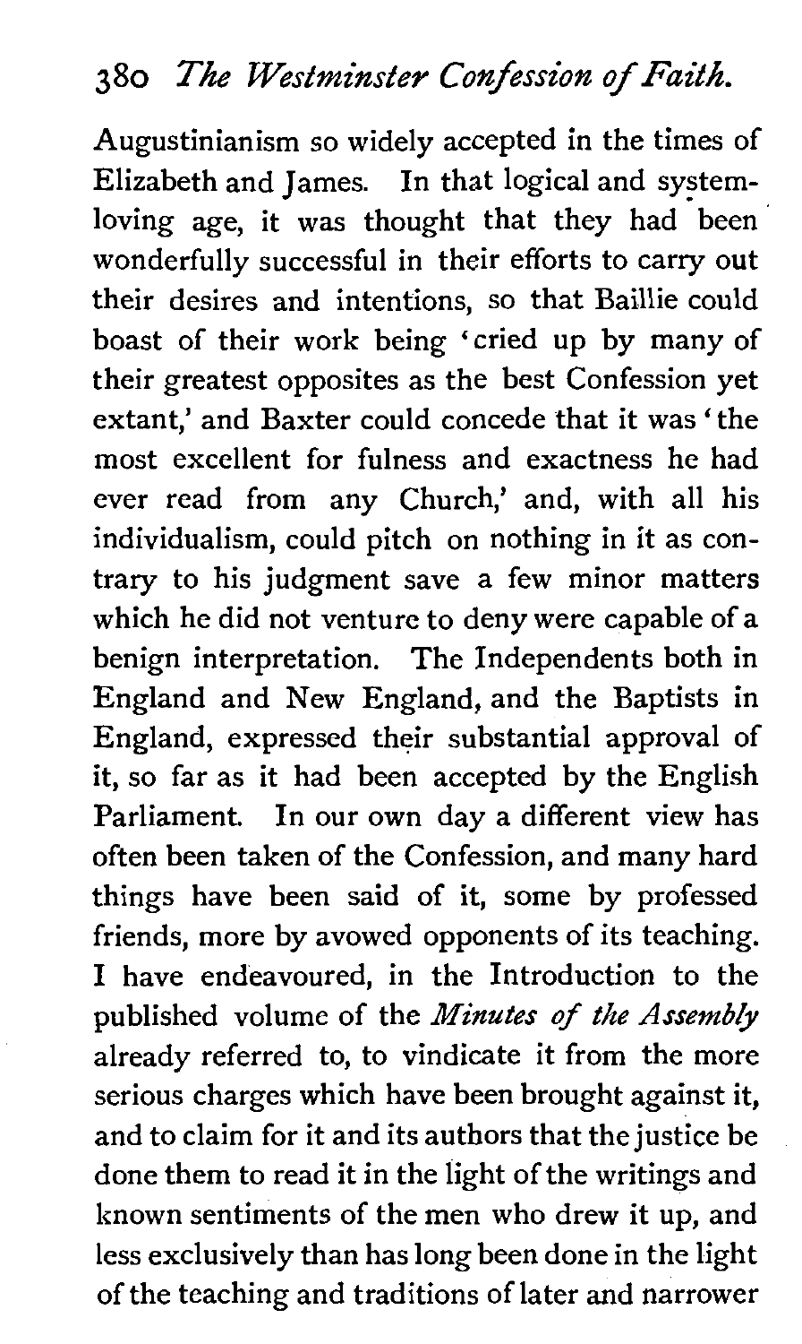Augustinianism so widely accepted in the times of Elizabeth and James. In that logical and system-loving age, it was thought that they had been wonderfully successful in their efforts to carry out their desires and intentions, so that Baillie could boast of their work being 'cried up by many of their greatest opposites as the best Confession yet extant,' and Baxter could concede that it was 'the most excellent for fulness and exactness he had ever read from any Church,' and, with all his individualism, could pitch on nothing in it as contrary to his judgment save a few minor matters which he did not venture to deny were capable of a benign interpretation. The Independents both in England and New England, and the Baptists in England, expressed their substantial approval of it, so far as it had been accepted by the English Parliament. In our own day a different view has often been taken of the Confession, and many hard things have been said of it, some by professed friends, more by avowed opponents of its teaching. I have endeavoured, in the Introduction to the published volume of the *Minutes of the Assembly* already referred to, to vindicate it from the more serious charges which have been brought against it, and to claim for it and its authors that the justice be done them to read it in the light of the writings and known sentiments of the men who drew it up, and less exclusively than has long been done in the light of the teaching and traditions of later and narrower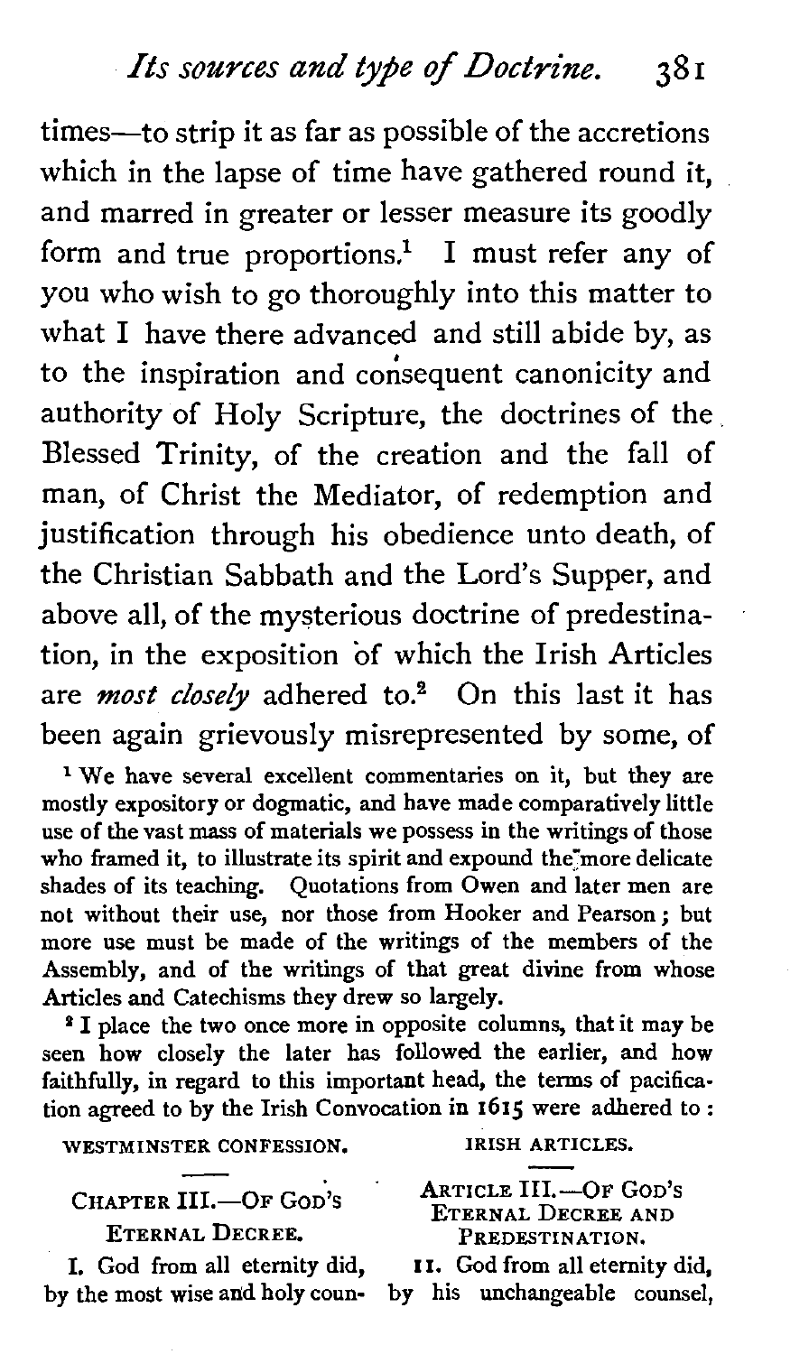times—to strip it as far as possible of the accretions which in the lapse of time have gathered round it, and marred in greater or lesser measure its goodly form and true proportions.[1] I must refer any of you who wish to go thoroughly into this matter to what I have there advanced and still abide by, as to the inspiration and consequent canonicity and authority of Holy Scripture, the doctrines of the Blessed Trinity, of the creation and the fall of man, of Christ the Mediator, of redemption and justification through his obedience unto death, of the Christian Sabbath and the Lord's Supper, and above all, of the mysterious doctrine of predestination, in the exposition of which the Irish Articles are *most closely* adhered to.[2] On this last it has been again grievously misrepresented by some, of

[1] We have several excellent commentaries on it, but they are mostly expository or dogmatic, and have made comparatively little use of the vast mass of materials we possess in the writings of those who framed it, to illustrate its spirit and expound the more delicate shades of its teaching. Quotations from Owen and later men are not without their use, nor those from Hooker and Pearson; but more use must be made of the writings of the members of the Assembly, and of the writings of that great divine from whose Articles and Catechisms they drew so largely.

[2] I place the two once more in opposite columns, that it may be seen how closely the later has followed the earlier, and how faithfully, in regard to this important head, the terms of pacification agreed to by the Irish Convocation in 1615 were adhered to:

| WESTMINSTER CONFESSION. | IRISH ARTICLES. |
|---|---|
| CHAPTER III.—OF GOD'S ETERNAL DECREE. | ARTICLE III.—OF GOD'S ETERNAL DECREE AND PREDESTINATION. |
| I. God from all eternity did, by the most wise and holy coun- | 11. God from all eternity did, by his unchangeable counsel, |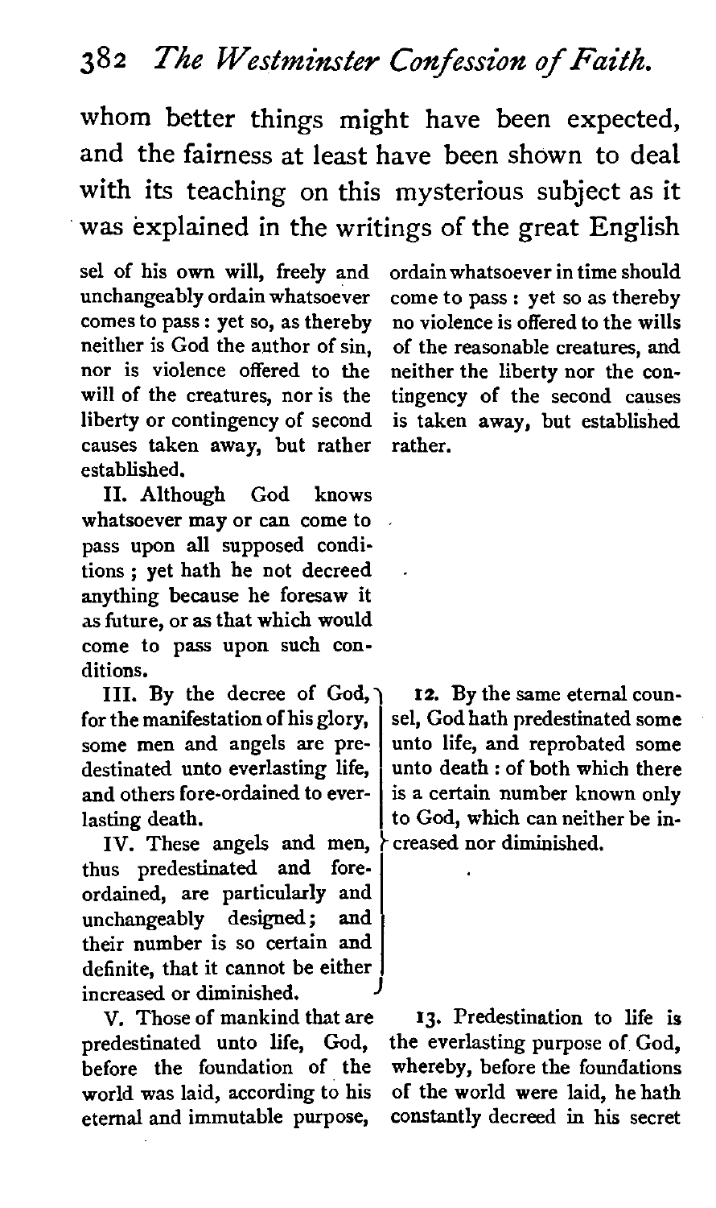whom better things might have been expected, and the fairness at least have been shown to deal with its teaching on this mysterious subject as it was explained in the writings of the great English

| | |
|---|---|
| sel of his own will, freely and unchangeably ordain whatsoever comes to pass: yet so, as thereby neither is God the author of sin, nor is violence offered to the will of the creatures, nor is the liberty or contingency of second causes taken away, but rather established. | ordain whatsoever in time should come to pass: yet so as thereby no violence is offered to the wills of the reasonable creatures, and neither the liberty nor the contingency of the second causes is taken away, but established rather. |
| II. Although God knows whatsoever may or can come to pass upon all supposed conditions; yet hath he not decreed anything because he foresaw it as future, or as that which would come to pass upon such conditions. | |
| III. By the decree of God, for the manifestation of his glory, some men and angels are predestinated unto everlasting life, and others fore-ordained to everlasting death. IV. These angels and men, thus predestinated and fore-ordained, are particularly and unchangeably designed; and their number is so certain and definite, that it cannot be either increased or diminished. | 12. By the same eternal counsel, God hath predestinated some unto life, and reprobated some unto death: of both which there is a certain number known only to God, which can neither be increased nor diminished. |
| V. Those of mankind that are predestinated unto life, God, before the foundation of the world was laid, according to his eternal and immutable purpose, | 13. Predestination to life is the everlasting purpose of God, whereby, before the foundations of the world were laid, he hath constantly decreed in his secret |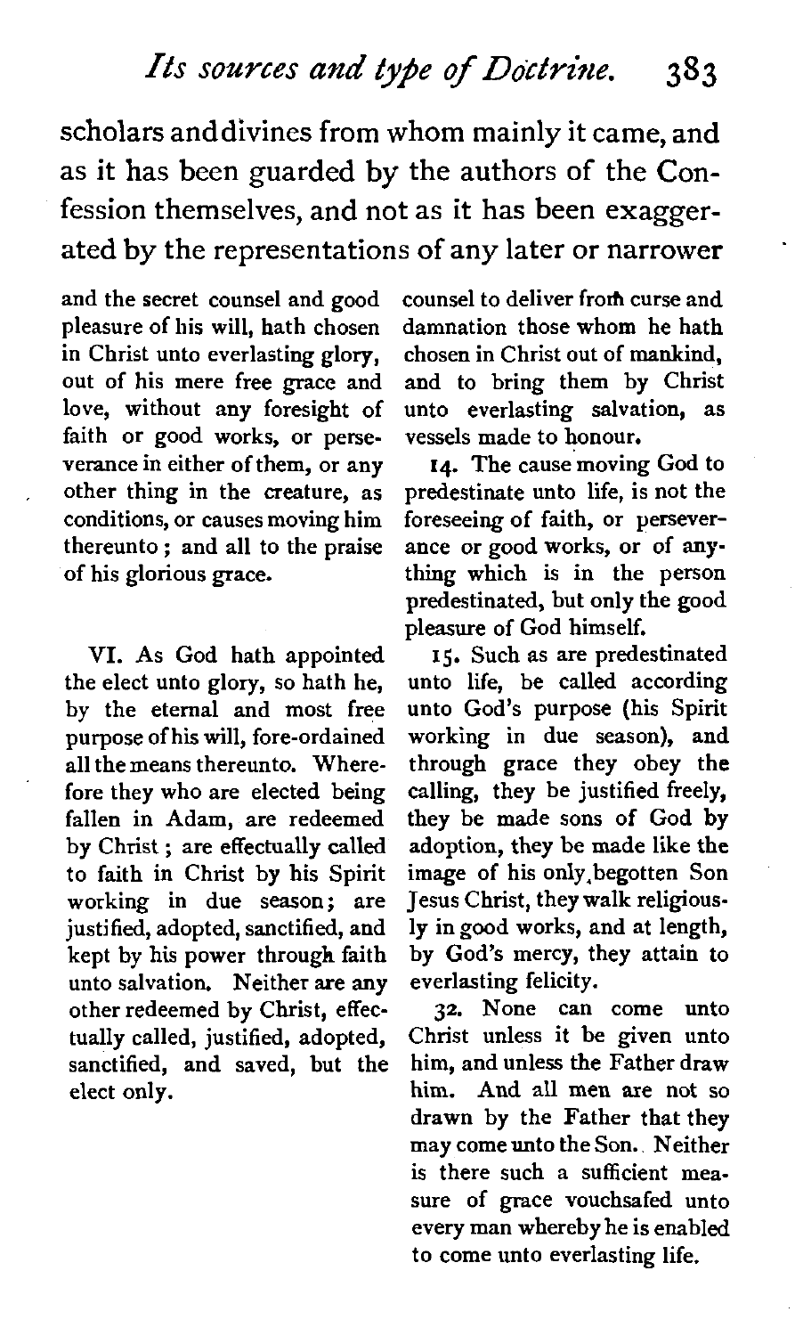scholars anddivines from whom mainly it came, and as it has been guarded by the authors of the Confession themselves, and not as it has been exaggerated by the representations of any later or narrower

and the secret counsel and good pleasure of his will, hath chosen in Christ unto everlasting glory, out of his mere free grace and love, without any foresight of faith or good works, or perseverance in either of them, or any other thing in the creature, as conditions, or causes moving him thereunto; and all to the praise of his glorious grace.

VI. As God hath appointed the elect unto glory, so hath he, by the eternal and most free purpose of his will, fore-ordained all the means thereunto. Wherefore they who are elected being fallen in Adam, are redeemed by Christ; are effectually called to faith in Christ by his Spirit working in due season; are justified, adopted, sanctified, and kept by his power through faith unto salvation. Neither are any other redeemed by Christ, effectually called, justified, adopted, sanctified, and saved, but the elect only.

counsel to deliver from curse and damnation those whom he hath chosen in Christ out of mankind, and to bring them by Christ unto everlasting salvation, as vessels made to honour.

14. The cause moving God to predestinate unto life, is not the foreseeing of faith, or perseverance or good works, or of anything which is in the person predestinated, but only the good pleasure of God himself.

15. Such as are predestinated unto life, be called according unto God's purpose (his Spirit working in due season), and through grace they obey the calling, they be justified freely, they be made sons of God by adoption, they be made like the image of his only begotten Son Jesus Christ, they walk religiously in good works, and at length, by God's mercy, they attain to everlasting felicity.

32. None can come unto Christ unless it be given unto him, and unless the Father draw him. And all men are not so drawn by the Father that they may come unto the Son. Neither is there such a sufficient measure of grace vouchsafed unto every man whereby he is enabled to come unto everlasting life.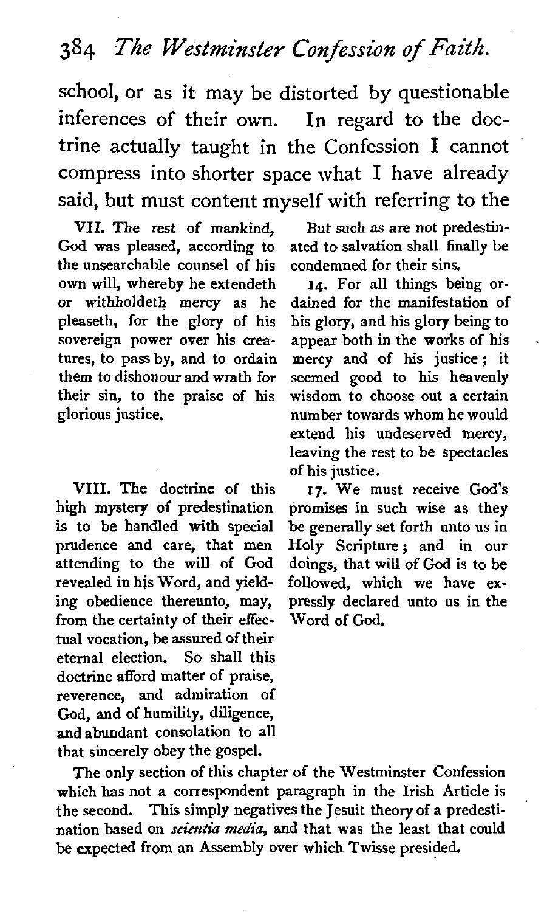school, or as it may be distorted by questionable inferences of their own. In regard to the doctrine actually taught in the Confession I cannot compress into shorter space what I have already said, but must content myself with referring to the

| | |
|---|---|
| VII. The rest of mankind, God was pleased, according to the unsearchable counsel of his own will, whereby he extendeth or withholdeth mercy as he pleaseth, for the glory of his sovereign power over his creatures, to pass by, and to ordain them to dishonour and wrath for their sin, to the praise of his glorious justice. | But such as are not predestinated to salvation shall finally be condemned for their sins. 14. For all things being ordained for the manifestation of his glory, and his glory being to appear both in the works of his mercy and of his justice; it seemed good to his heavenly wisdom to choose out a certain number towards whom he would extend his undeserved mercy, leaving the rest to be spectacles of his justice. |
| VIII. The doctrine of this high mystery of predestination is to be handled with special prudence and care, that men attending to the will of God revealed in his Word, and yielding obedience thereunto, may, from the certainty of their effectual vocation, be assured of their eternal election. So shall this doctrine afford matter of praise, reverence, and admiration of God, and of humility, diligence, and abundant consolation to all that sincerely obey the gospel. | 17. We must receive God's promises in such wise as they be generally set forth unto us in Holy Scripture; and in our doings, that will of God is to be followed, which we have expressly declared unto us in the Word of God. |

The only section of this chapter of the Westminster Confession which has not a correspondent paragraph in the Irish Article is the second. This simply negatives the Jesuit theory of a predestination based on *scientia media*, and that was the least that could be expected from an Assembly over which Twisse presided.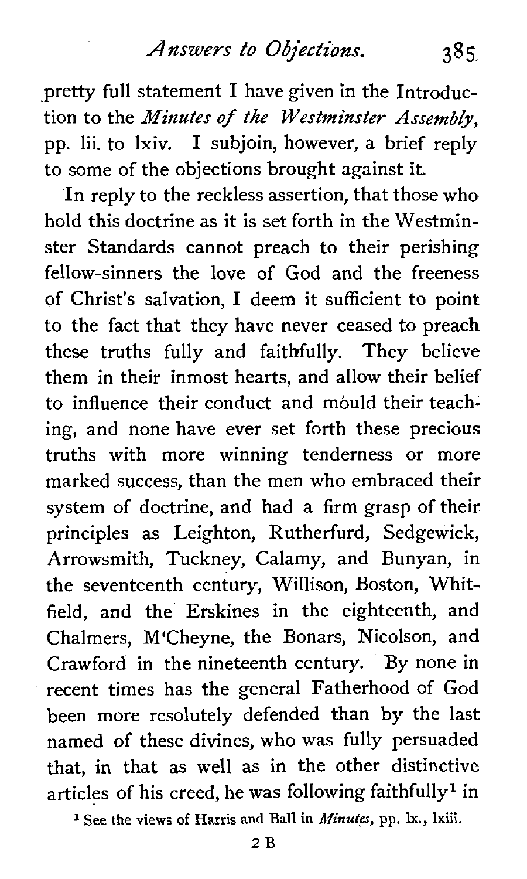pretty full statement I have given in the Introduction to the *Minutes of the Westminster Assembly*, pp. lii. to lxiv. I subjoin, however, a brief reply to some of the objections brought against it.

In reply to the reckless assertion, that those who hold this doctrine as it is set forth in the Westminster Standards cannot preach to their perishing fellow-sinners the love of God and the freeness of Christ's salvation, I deem it sufficient to point to the fact that they have never ceased to preach these truths fully and faithfully. They believe them in their inmost hearts, and allow their belief to influence their conduct and mould their teaching, and none have ever set forth these precious truths with more winning tenderness or more marked success, than the men who embraced their system of doctrine, and had a firm grasp of their principles as Leighton, Rutherfurd, Sedgewick, Arrowsmith, Tuckney, Calamy, and Bunyan, in the seventeenth century, Willison, Boston, Whitfield, and the Erskines in the eighteenth, and Chalmers, M'Cheyne, the Bonars, Nicolson, and Crawford in the nineteenth century. By none in recent times has the general Fatherhood of God been more resolutely defended than by the last named of these divines, who was fully persuaded that, in that as well as in the other distinctive articles of his creed, he was following faithfully[1] in

[1] See the views of Harris and Ball in *Minutes*, pp. lx., lxiii.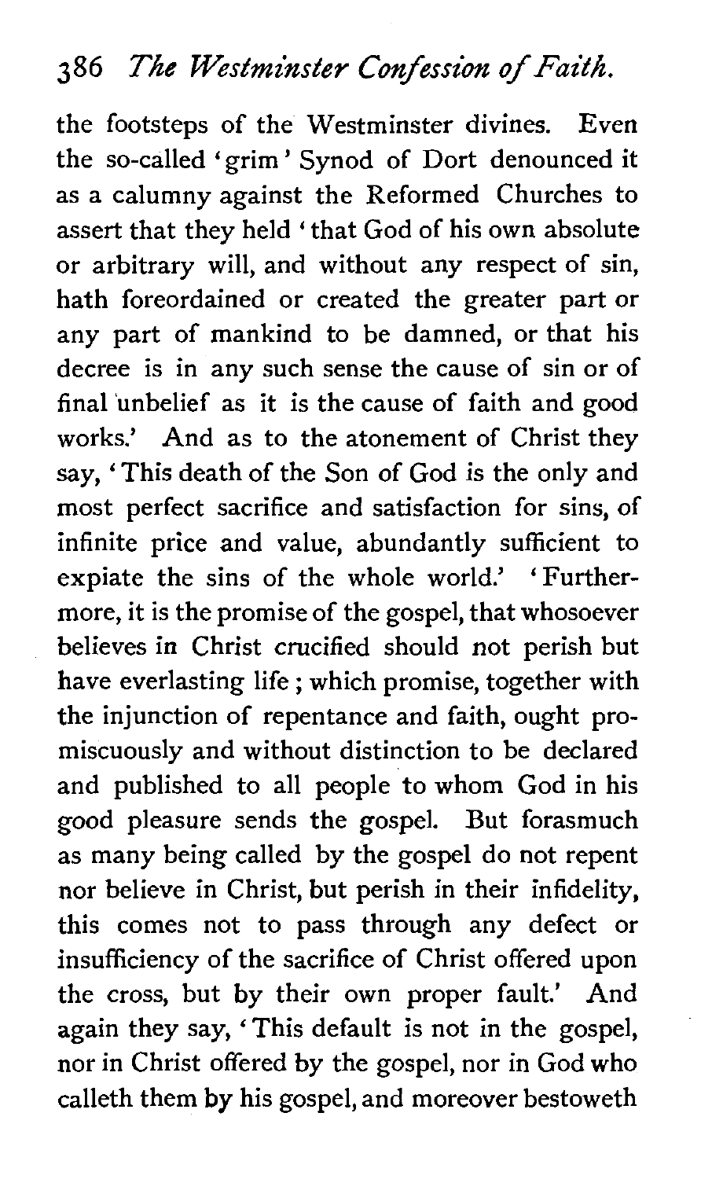the footsteps of the Westminster divines. Even the so-called 'grim' Synod of Dort denounced it as a calumny against the Reformed Churches to assert that they held 'that God of his own absolute or arbitrary will, and without any respect of sin, hath foreordained or created the greater part or any part of mankind to be damned, or that his decree is in any such sense the cause of sin or of final unbelief as it is the cause of faith and good works.' And as to the atonement of Christ they say, 'This death of the Son of God is the only and most perfect sacrifice and satisfaction for sins, of infinite price and value, abundantly sufficient to expiate the sins of the whole world.' 'Furthermore, it is the promise of the gospel, that whosoever believes in Christ crucified should not perish but have everlasting life; which promise, together with the injunction of repentance and faith, ought promiscuously and without distinction to be declared and published to all people to whom God in his good pleasure sends the gospel. But forasmuch as many being called by the gospel do not repent nor believe in Christ, but perish in their infidelity, this comes not to pass through any defect or insufficiency of the sacrifice of Christ offered upon the cross, but by their own proper fault.' And again they say, 'This default is not in the gospel, nor in Christ offered by the gospel, nor in God who calleth them by his gospel, and moreover bestoweth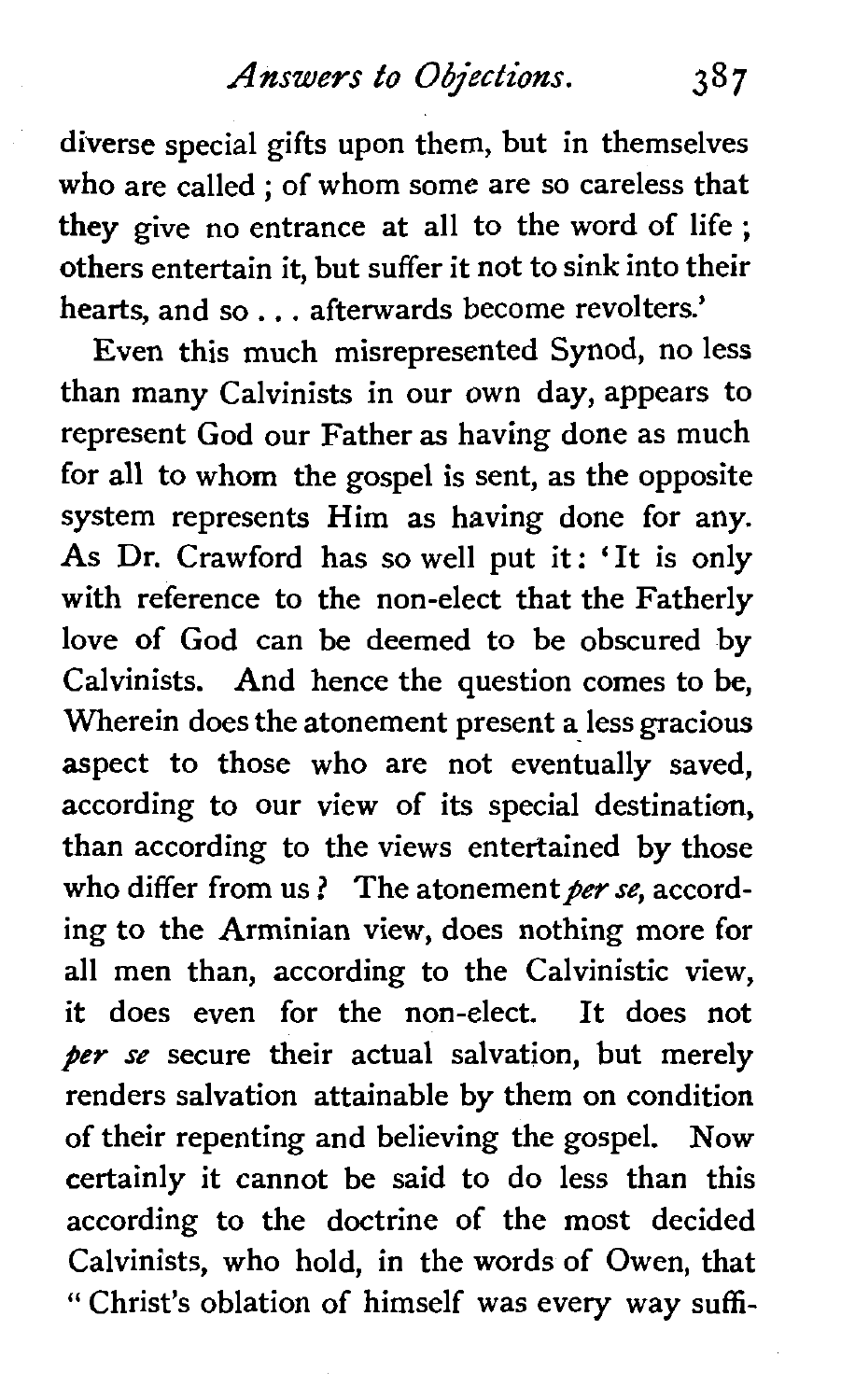diverse special gifts upon them, but in themselves who are called ; of whom some are so careless that they give no entrance at all to the word of life ; others entertain it, but suffer it not to sink into their hearts, and so . . . afterwards become revolters.'

Even this much misrepresented Synod, no less than many Calvinists in our own day, appears to represent God our Father as having done as much for all to whom the gospel is sent, as the opposite system represents Him as having done for any. As Dr. Crawford has so well put it: 'It is only with reference to the non-elect that the Fatherly love of God can be deemed to be obscured by Calvinists. And hence the question comes to be, Wherein does the atonement present a less gracious aspect to those who are not eventually saved, according to our view of its special destination, than according to the views entertained by those who differ from us? The atonement *per se*, according to the Arminian view, does nothing more for all men than, according to the Calvinistic view, it does even for the non-elect. It does not *per se* secure their actual salvation, but merely renders salvation attainable by them on condition of their repenting and believing the gospel. Now certainly it cannot be said to do less than this according to the doctrine of the most decided Calvinists, who hold, in the words of Owen, that "Christ's oblation of himself was every way suffi-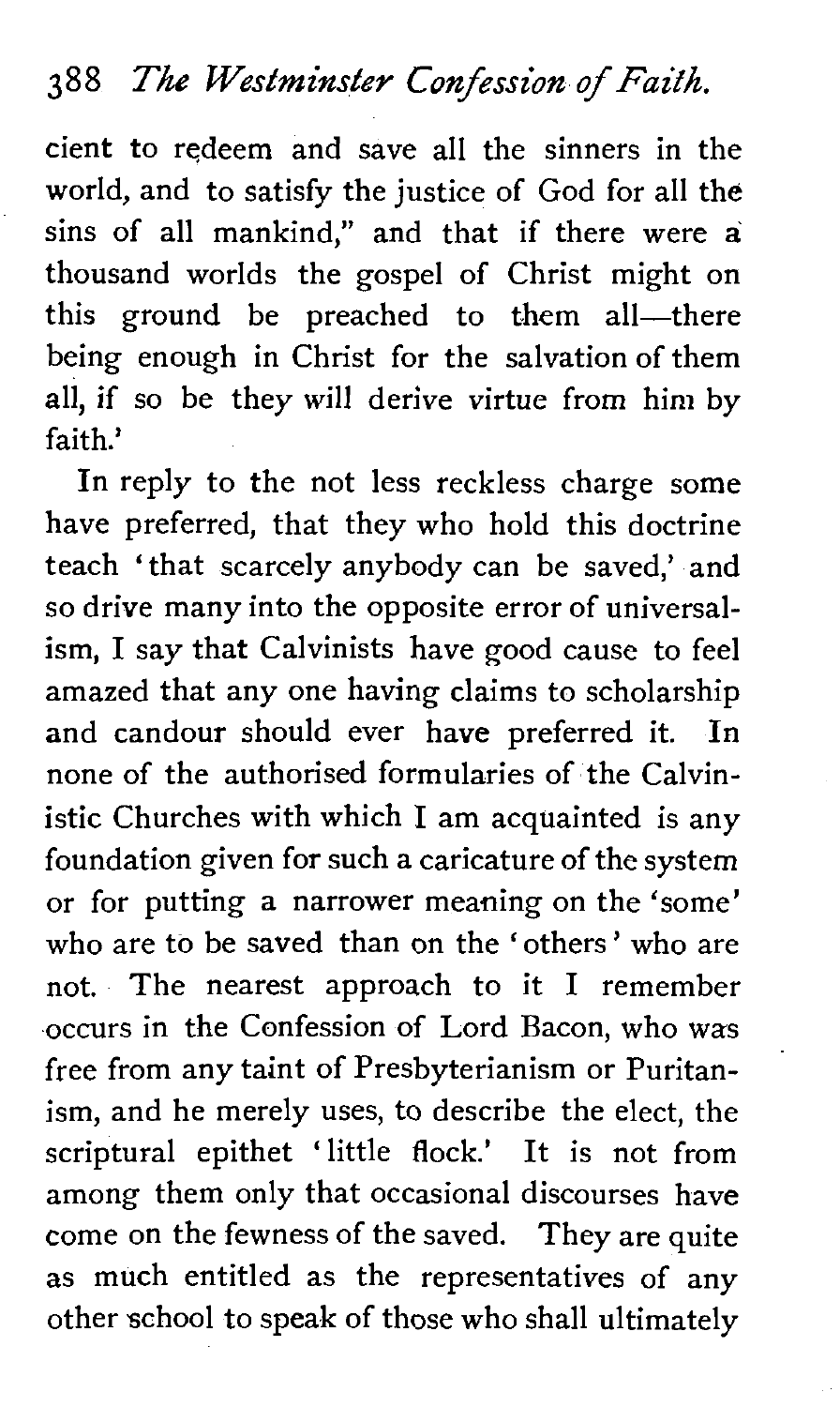cient to redeem and save all the sinners in the world, and to satisfy the justice of God for all the sins of all mankind," and that if there were a thousand worlds the gospel of Christ might on this ground be preached to them all—there being enough in Christ for the salvation of them all, if so be they will derive virtue from him by faith.'

In reply to the not less reckless charge some have preferred, that they who hold this doctrine teach 'that scarcely anybody can be saved,' and so drive many into the opposite error of universalism, I say that Calvinists have good cause to feel amazed that any one having claims to scholarship and candour should ever have preferred it. In none of the authorised formularies of the Calvinistic Churches with which I am acquainted is any foundation given for such a caricature of the system or for putting a narrower meaning on the 'some' who are to be saved than on the 'others' who are not. The nearest approach to it I remember occurs in the Confession of Lord Bacon, who was free from any taint of Presbyterianism or Puritanism, and he merely uses, to describe the elect, the scriptural epithet 'little flock.' It is not from among them only that occasional discourses have come on the fewness of the saved. They are quite as much entitled as the representatives of any other school to speak of those who shall ultimately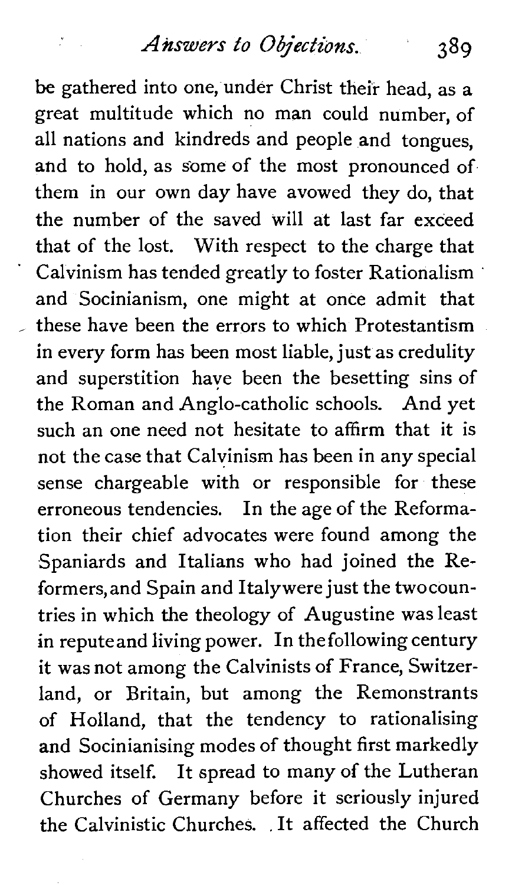be gathered into one, under Christ their head, as a great multitude which no man could number, of all nations and kindreds and people and tongues, and to hold, as some of the most pronounced of them in our own day have avowed they do, that the number of the saved will at last far exceed that of the lost. With respect to the charge that Calvinism has tended greatly to foster Rationalism and Socinianism, one might at once admit that these have been the errors to which Protestantism in every form has been most liable, just as credulity and superstition have been the besetting sins of the Roman and Anglo-catholic schools. And yet such an one need not hesitate to affirm that it is not the case that Calvinism has been in any special sense chargeable with or responsible for these erroneous tendencies. In the age of the Reformation their chief advocates were found among the Spaniards and Italians who had joined the Reformers, and Spain and Italy were just the two countries in which the theology of Augustine was least in repute and living power. In the following century it was not among the Calvinists of France, Switzerland, or Britain, but among the Remonstrants of Holland, that the tendency to rationalising and Socinianising modes of thought first markedly showed itself. It spread to many of the Lutheran Churches of Germany before it seriously injured the Calvinistic Churches. It affected the Church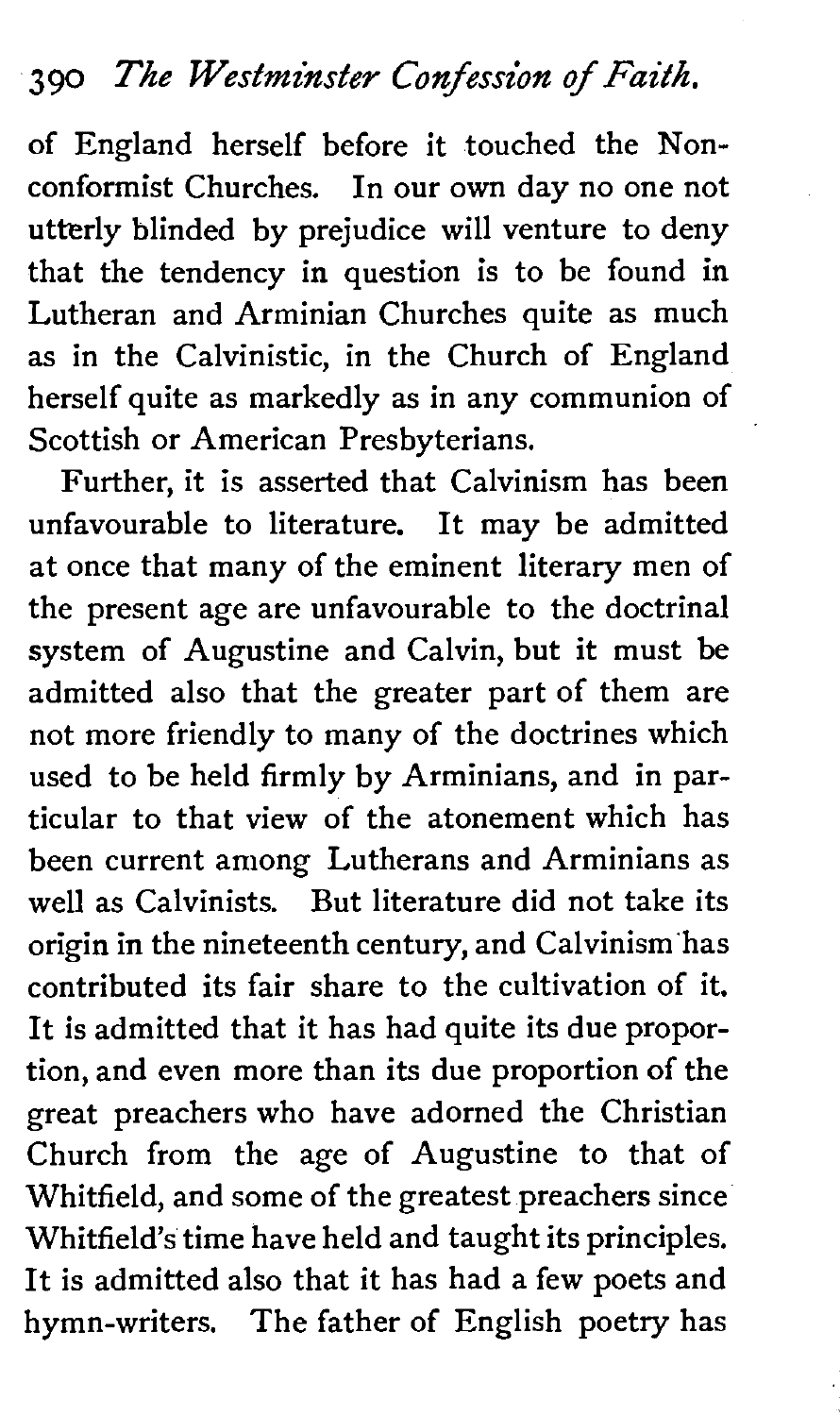of England herself before it touched the Nonconformist Churches. In our own day no one not utterly blinded by prejudice will venture to deny that the tendency in question is to be found in Lutheran and Arminian Churches quite as much as in the Calvinistic, in the Church of England herself quite as markedly as in any communion of Scottish or American Presbyterians.

Further, it is asserted that Calvinism has been unfavourable to literature. It may be admitted at once that many of the eminent literary men of the present age are unfavourable to the doctrinal system of Augustine and Calvin, but it must be admitted also that the greater part of them are not more friendly to many of the doctrines which used to be held firmly by Arminians, and in particular to that view of the atonement which has been current among Lutherans and Arminians as well as Calvinists. But literature did not take its origin in the nineteenth century, and Calvinism has contributed its fair share to the cultivation of it. It is admitted that it has had quite its due proportion, and even more than its due proportion of the great preachers who have adorned the Christian Church from the age of Augustine to that of Whitfield, and some of the greatest preachers since Whitfield's time have held and taught its principles. It is admitted also that it has had a few poets and hymn-writers. The father of English poetry has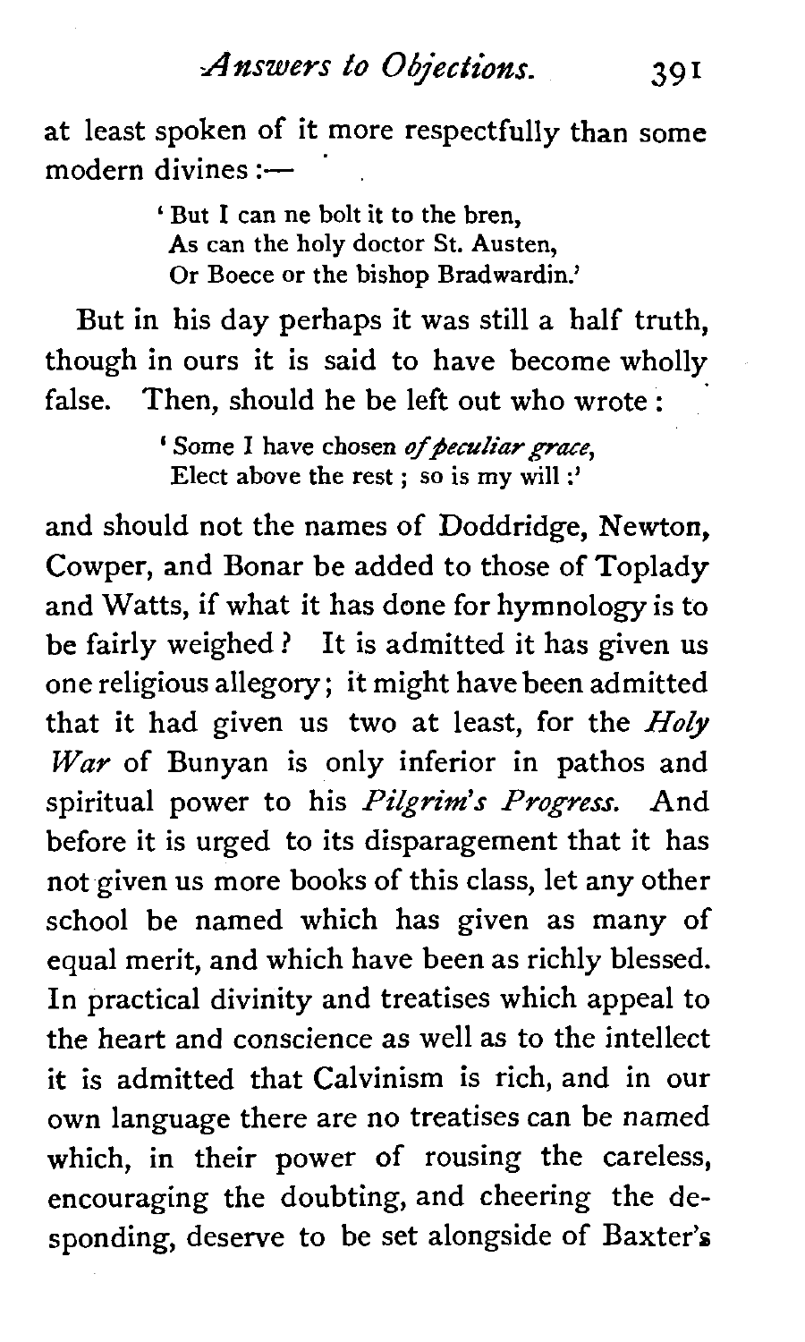at least spoken of it more respectfully than some modern divines :—

> 'But I can ne bolt it to the bren,
> As can the holy doctor St. Austen,
> Or Boece or the bishop Bradwardin.'

But in his day perhaps it was still a half truth, though in ours it is said to have become wholly false. Then, should he be left out who wrote :

> 'Some I have chosen *of peculiar grace*,
> Elect above the rest ; so is my will :'

and should not the names of Doddridge, Newton, Cowper, and Bonar be added to those of Toplady and Watts, if what it has done for hymnology is to be fairly weighed ? It is admitted it has given us one religious allegory ; it might have been admitted that it had given us two at least, for the *Holy War* of Bunyan is only inferior in pathos and spiritual power to his *Pilgrim's Progress.* And before it is urged to its disparagement that it has not given us more books of this class, let any other school be named which has given as many of equal merit, and which have been as richly blessed. In practical divinity and treatises which appeal to the heart and conscience as well as to the intellect it is admitted that Calvinism is rich, and in our own language there are no treatises can be named which, in their power of rousing the careless, encouraging the doubting, and cheering the desponding, deserve to be set alongside of Baxter's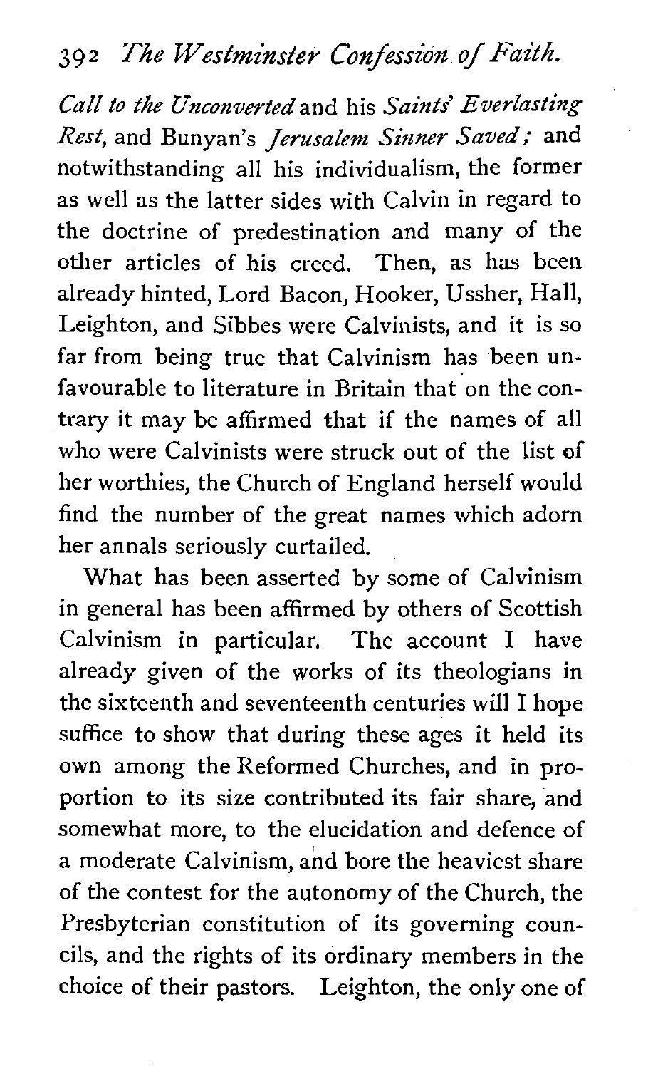*Call to the Unconverted* and his *Saints' Everlasting Rest*, and Bunyan's *Jerusalem Sinner Saved;* and notwithstanding all his individualism, the former as well as the latter sides with Calvin in regard to the doctrine of predestination and many of the other articles of his creed. Then, as has been already hinted, Lord Bacon, Hooker, Ussher, Hall, Leighton, and Sibbes were Calvinists, and it is so far from being true that Calvinism has been unfavourable to literature in Britain that on the contrary it may be affirmed that if the names of all who were Calvinists were struck out of the list of her worthies, the Church of England herself would find the number of the great names which adorn her annals seriously curtailed.

What has been asserted by some of Calvinism in general has been affirmed by others of Scottish Calvinism in particular. The account I have already given of the works of its theologians in the sixteenth and seventeenth centuries will I hope suffice to show that during these ages it held its own among the Reformed Churches, and in proportion to its size contributed its fair share, and somewhat more, to the elucidation and defence of a moderate Calvinism, and bore the heaviest share of the contest for the autonomy of the Church, the Presbyterian constitution of its governing councils, and the rights of its ordinary members in the choice of their pastors. Leighton, the only one of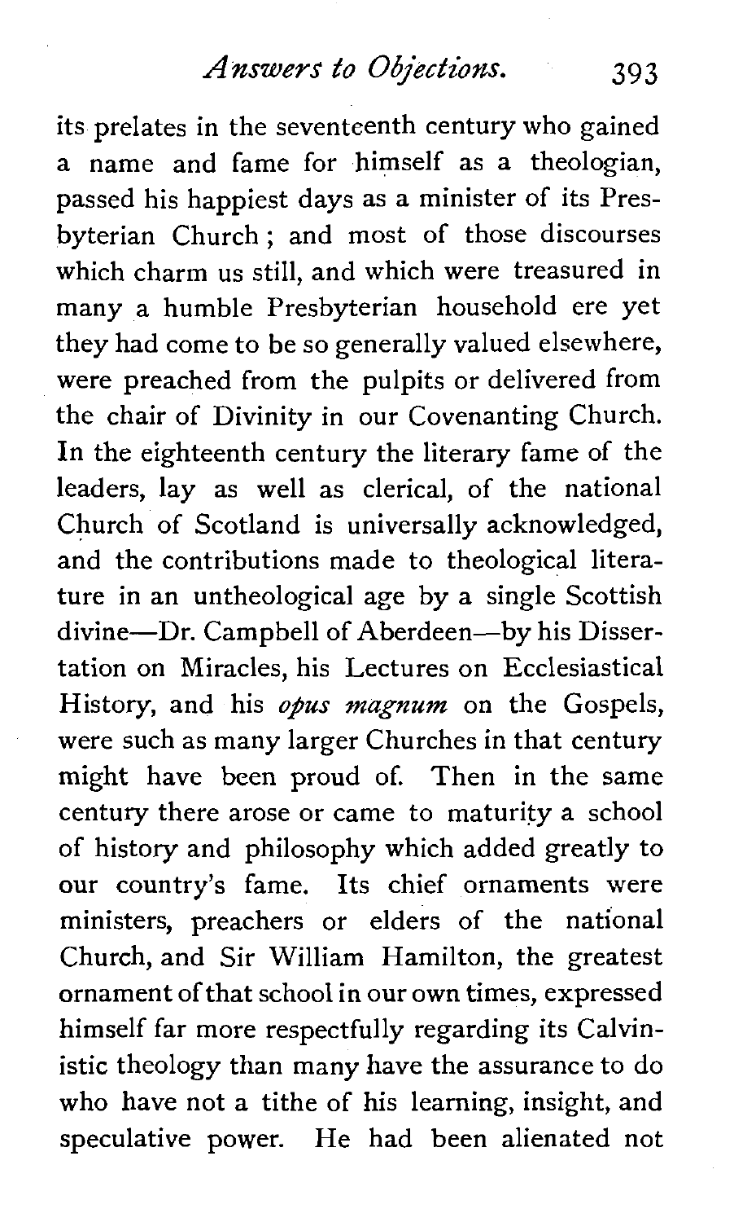its prelates in the seventeenth century who gained a name and fame for himself as a theologian, passed his happiest days as a minister of its Presbyterian Church; and most of those discourses which charm us still, and which were treasured in many a humble Presbyterian household ere yet they had come to be so generally valued elsewhere, were preached from the pulpits or delivered from the chair of Divinity in our Covenanting Church. In the eighteenth century the literary fame of the leaders, lay as well as clerical, of the national Church of Scotland is universally acknowledged, and the contributions made to theological literature in an untheological age by a single Scottish divine—Dr. Campbell of Aberdeen—by his Dissertation on Miracles, his Lectures on Ecclesiastical History, and his *opus magnum* on the Gospels, were such as many larger Churches in that century might have been proud of. Then in the same century there arose or came to maturity a school of history and philosophy which added greatly to our country's fame. Its chief ornaments were ministers, preachers or elders of the national Church, and Sir William Hamilton, the greatest ornament of that school in our own times, expressed himself far more respectfully regarding its Calvinistic theology than many have the assurance to do who have not a tithe of his learning, insight, and speculative power. He had been alienated not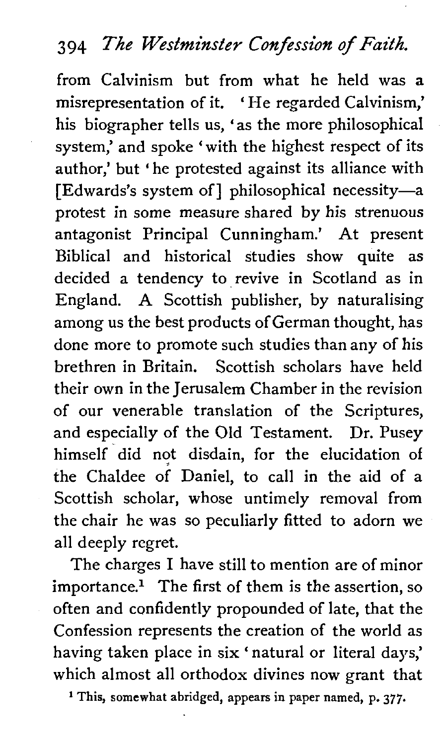from Calvinism but from what he held was a misrepresentation of it. 'He regarded Calvinism,' his biographer tells us, 'as the more philosophical system,' and spoke 'with the highest respect of its author,' but 'he protested against its alliance with [Edwards's system of] philosophical necessity—a protest in some measure shared by his strenuous antagonist Principal Cunningham.' At present Biblical and historical studies show quite as decided a tendency to revive in Scotland as in England. A Scottish publisher, by naturalising among us the best products of German thought, has done more to promote such studies than any of his brethren in Britain. Scottish scholars have held their own in the Jerusalem Chamber in the revision of our venerable translation of the Scriptures, and especially of the Old Testament. Dr. Pusey himself did not disdain, for the elucidation of the Chaldee of Daniel, to call in the aid of a Scottish scholar, whose untimely removal from the chair he was so peculiarly fitted to adorn we all deeply regret.

The charges I have still to mention are of minor importance.[1] The first of them is the assertion, so often and confidently propounded of late, that the Confession represents the creation of the world as having taken place in six 'natural or literal days,' which almost all orthodox divines now grant that

[1] This, somewhat abridged, appears in paper named, p. 377.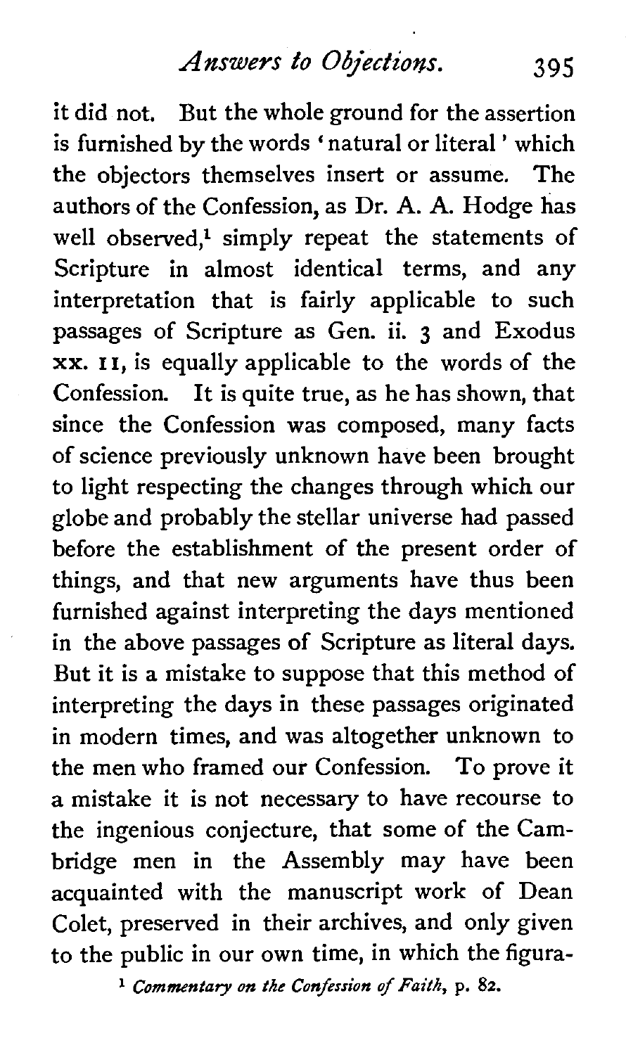it did not. But the whole ground for the assertion is furnished by the words 'natural or literal' which the objectors themselves insert or assume. The authors of the Confession, as Dr. A. A. Hodge has well observed,[1] simply repeat the statements of Scripture in almost identical terms, and any interpretation that is fairly applicable to such passages of Scripture as Gen. ii. 3 and Exodus xx. 11, is equally applicable to the words of the Confession. It is quite true, as he has shown, that since the Confession was composed, many facts of science previously unknown have been brought to light respecting the changes through which our globe and probably the stellar universe had passed before the establishment of the present order of things, and that new arguments have thus been furnished against interpreting the days mentioned in the above passages of Scripture as literal days. But it is a mistake to suppose that this method of interpreting the days in these passages originated in modern times, and was altogether unknown to the men who framed our Confession. To prove it a mistake it is not necessary to have recourse to the ingenious conjecture, that some of the Cambridge men in the Assembly may have been acquainted with the manuscript work of Dean Colet, preserved in their archives, and only given to the public in our own time, in which the figura-

[1] *Commentary on the Confession of Faith*, p. 82.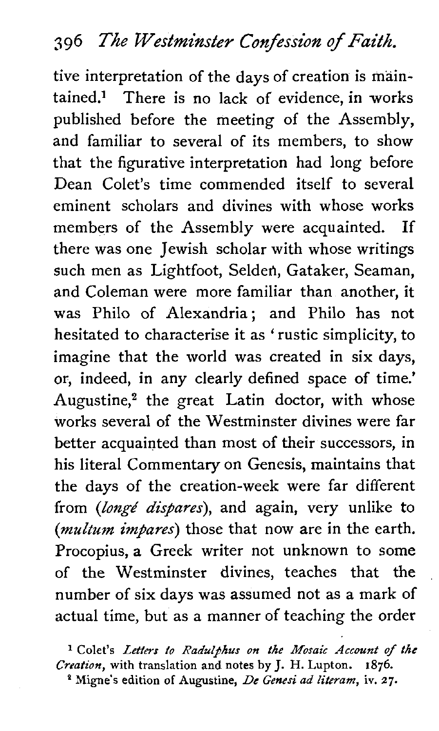tive interpretation of the days of creation is maintained.[1] There is no lack of evidence, in works published before the meeting of the Assembly, and familiar to several of its members, to show that the figurative interpretation had long before Dean Colet's time commended itself to several eminent scholars and divines with whose works members of the Assembly were acquainted. If there was one Jewish scholar with whose writings such men as Lightfoot, Selden, Gataker, Seaman, and Coleman were more familiar than another, it was Philo of Alexandria; and Philo has not hesitated to characterise it as 'rustic simplicity, to imagine that the world was created in six days, or, indeed, in any clearly defined space of time.' Augustine,[2] the great Latin doctor, with whose works several of the Westminster divines were far better acquainted than most of their successors, in his literal Commentary on Genesis, maintains that the days of the creation-week were far different from (*longé dispares*), and again, very unlike to (*multum impares*) those that now are in the earth. Procopius, a Greek writer not unknown to some of the Westminster divines, teaches that the number of six days was assumed not as a mark of actual time, but as a manner of teaching the order

[1] Colet's *Letters to Radulphus on the Mosaic Account of the Creation*, with translation and notes by J. H. Lupton. 1876.

[2] Migne's edition of Augustine, *De Genesi ad literam*, iv. 27.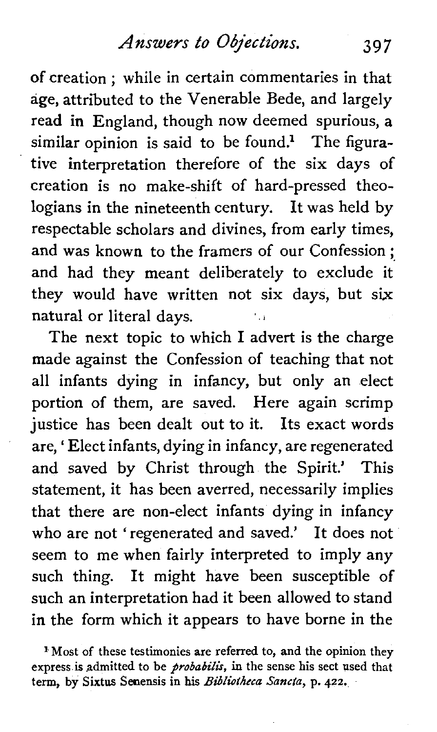of creation ; while in certain commentaries in that age, attributed to the Venerable Bede, and largely read in England, though now deemed spurious, a similar opinion is said to be found.[1] The figurative interpretation therefore of the six days of creation is no make-shift of hard-pressed theologians in the nineteenth century. It was held by respectable scholars and divines, from early times, and was known to the framers of our Confession ; and had they meant deliberately to exclude it they would have written not six days, but six natural or literal days.

The next topic to which I advert is the charge made against the Confession of teaching that not all infants dying in infancy, but only an elect portion of them, are saved. Here again scrimp justice has been dealt out to it. Its exact words are, 'Elect infants, dying in infancy, are regenerated and saved by Christ through the Spirit.' This statement, it has been averred, necessarily implies that there are non-elect infants dying in infancy who are not 'regenerated and saved.' It does not seem to me when fairly interpreted to imply any such thing. It might have been susceptible of such an interpretation had it been allowed to stand in the form which it appears to have borne in the

[1] Most of these testimonies are referred to, and the opinion they express is admitted to be *probabilis*, in the sense his sect used that term, by Sixtus Senensis in his *Bibliotheca Sancta*, p. 422.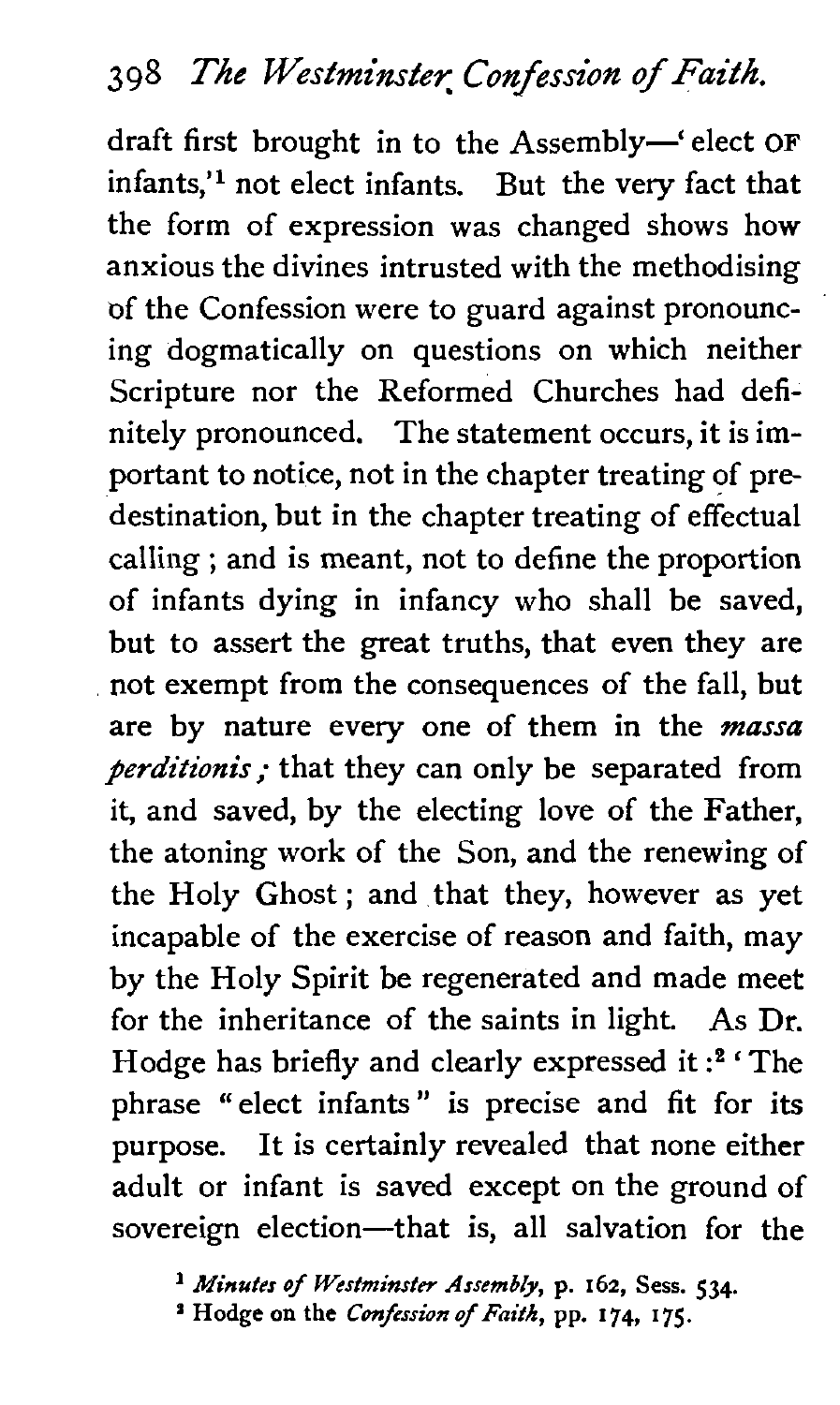draft first brought in to the Assembly—'elect OF infants,'[1] not elect infants. But the very fact that the form of expression was changed shows how anxious the divines intrusted with the methodising of the Confession were to guard against pronouncing dogmatically on questions on which neither Scripture nor the Reformed Churches had definitely pronounced. The statement occurs, it is important to notice, not in the chapter treating of predestination, but in the chapter treating of effectual calling; and is meant, not to define the proportion of infants dying in infancy who shall be saved, but to assert the great truths, that even they are not exempt from the consequences of the fall, but are by nature every one of them in the *massa perditionis;* that they can only be separated from it, and saved, by the electing love of the Father, the atoning work of the Son, and the renewing of the Holy Ghost; and that they, however as yet incapable of the exercise of reason and faith, may by the Holy Spirit be regenerated and made meet for the inheritance of the saints in light. As Dr. Hodge has briefly and clearly expressed it:[2] 'The phrase "elect infants" is precise and fit for its purpose. It is certainly revealed that none either adult or infant is saved except on the ground of sovereign election—that is, all salvation for the

[1] *Minutes of Westminster Assembly*, p. 162, Sess. 534.

[2] Hodge on the *Confession of Faith*, pp. 174, 175.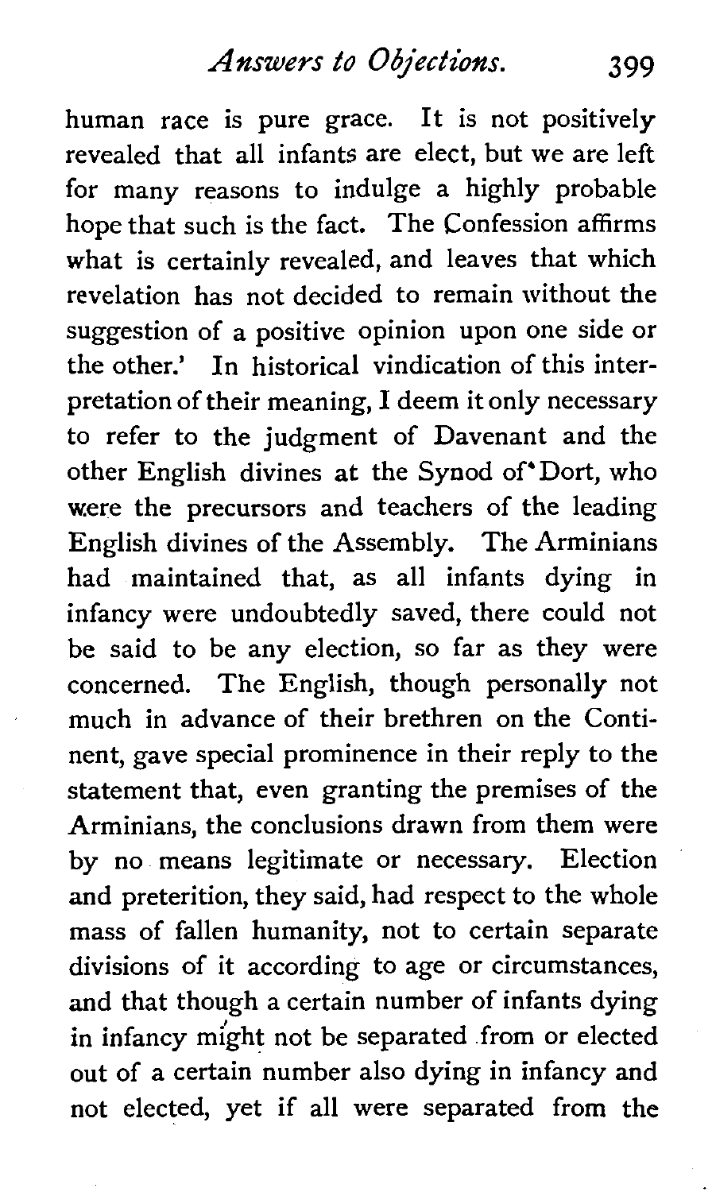human race is pure grace. It is not positively revealed that all infants are elect, but we are left for many reasons to indulge a highly probable hope that such is the fact. The Confession affirms what is certainly revealed, and leaves that which revelation has not decided to remain without the suggestion of a positive opinion upon one side or the other.' In historical vindication of this interpretation of their meaning, I deem it only necessary to refer to the judgment of Davenant and the other English divines at the Synod of Dort, who were the precursors and teachers of the leading English divines of the Assembly. The Arminians had maintained that, as all infants dying in infancy were undoubtedly saved, there could not be said to be any election, so far as they were concerned. The English, though personally not much in advance of their brethren on the Continent, gave special prominence in their reply to the statement that, even granting the premises of the Arminians, the conclusions drawn from them were by no means legitimate or necessary. Election and preterition, they said, had respect to the whole mass of fallen humanity, not to certain separate divisions of it according to age or circumstances, and that though a certain number of infants dying in infancy might not be separated from or elected out of a certain number also dying in infancy and not elected, yet if all were separated from the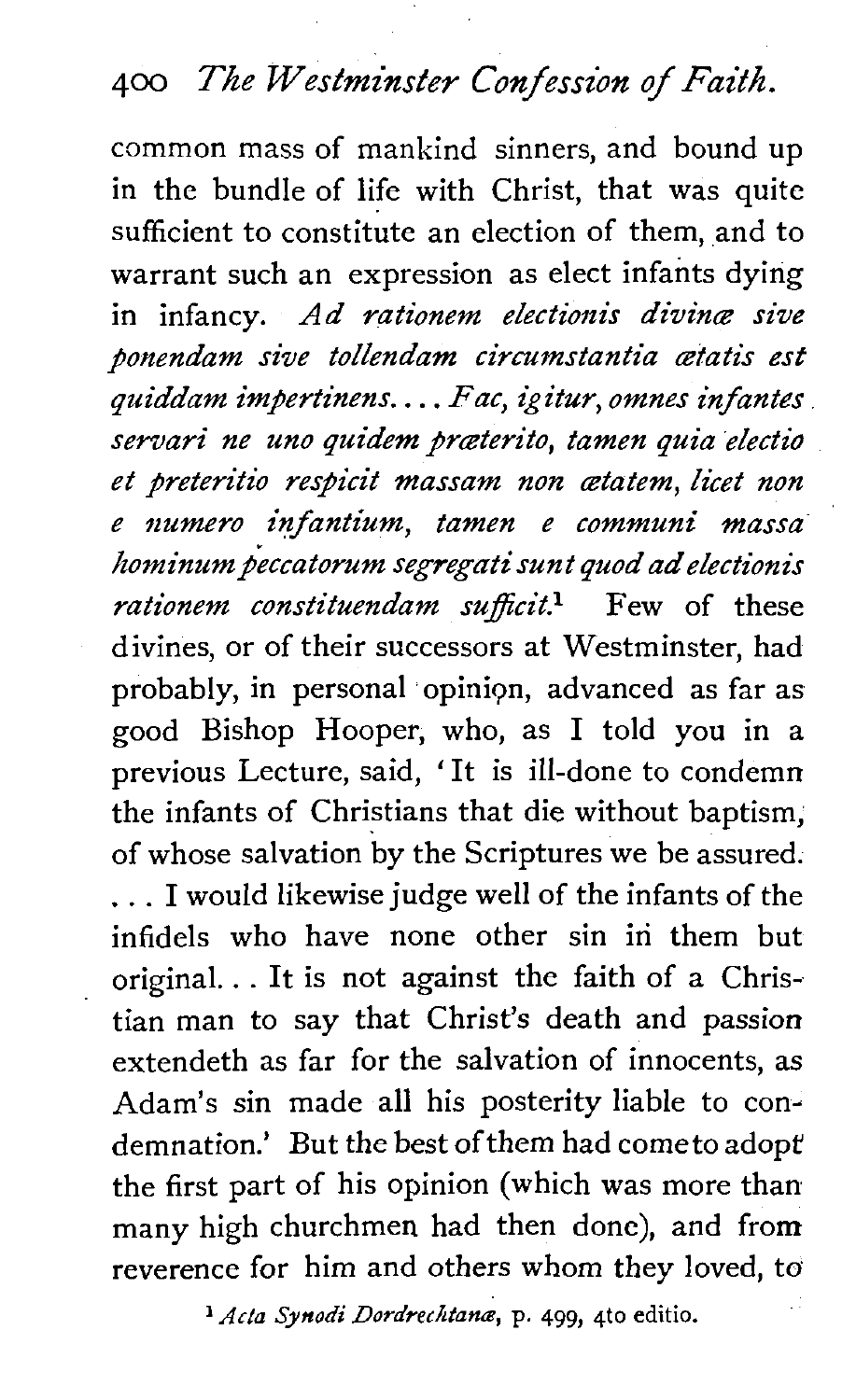common mass of mankind sinners, and bound up in the bundle of life with Christ, that was quite sufficient to constitute an election of them, and to warrant such an expression as elect infants dying in infancy. *Ad rationem electionis divinæ sive ponendam sive tollendam circumstantia ætatis est quiddam impertinens.... Fac, igitur, omnes infantes servari ne uno quidem præterito, tamen quia electio et preteritio respicit massam non ætatem, licet non e numero infantium, tamen e communi massa hominum peccatorum segregati sunt quod ad electionis rationem constituendam sufficit.*[1] Few of these divines, or of their successors at Westminster, had probably, in personal opinion, advanced as far as good Bishop Hooper, who, as I told you in a previous Lecture, said, 'It is ill-done to condemn the infants of Christians that die without baptism, of whose salvation by the Scriptures we be assured. . . . I would likewise judge well of the infants of the infidels who have none other sin in them but original. . . It is not against the faith of a Christian man to say that Christ's death and passion extendeth as far for the salvation of innocents, as Adam's sin made all his posterity liable to condemnation.' But the best of them had come to adopt the first part of his opinion (which was more than many high churchmen had then done), and from reverence for him and others whom they loved, to

[1] *Acta Synodi Dordrechtanæ*, p. 499, 4to editio.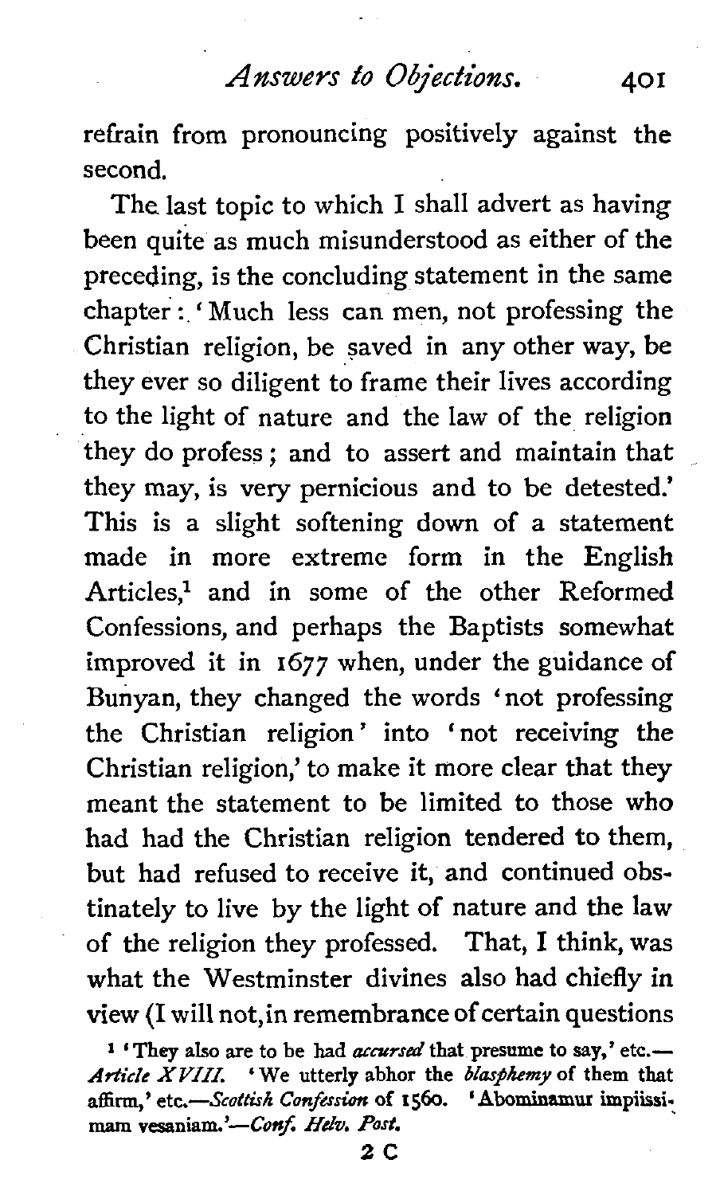refrain from pronouncing positively against the second.

The last topic to which I shall advert as having been quite as much misunderstood as either of the preceding, is the concluding statement in the same chapter: 'Much less can men, not professing the Christian religion, be saved in any other way, be they ever so diligent to frame their lives according to the light of nature and the law of the religion they do profess; and to assert and maintain that they may, is very pernicious and to be detested.' This is a slight softening down of a statement made in more extreme form in the English Articles,[1] and in some of the other Reformed Confessions, and perhaps the Baptists somewhat improved it in 1677 when, under the guidance of Bunyan, they changed the words 'not professing the Christian religion' into 'not receiving the Christian religion,' to make it more clear that they meant the statement to be limited to those who had had the Christian religion tendered to them, but had refused to receive it, and continued obstinately to live by the light of nature and the law of the religion they professed. That, I think, was what the Westminster divines also had chiefly in view (I will not, in remembrance of certain questions

[1] 'They also are to be had *accursed* that presume to say,' etc.—*Article XVIII.* 'We utterly abhor the *blasphemy* of them that affirm,' etc.—*Scottish Confession* of 1560. 'Abominamur impiissimam vesaniam.'—*Conf. Helv. Post.*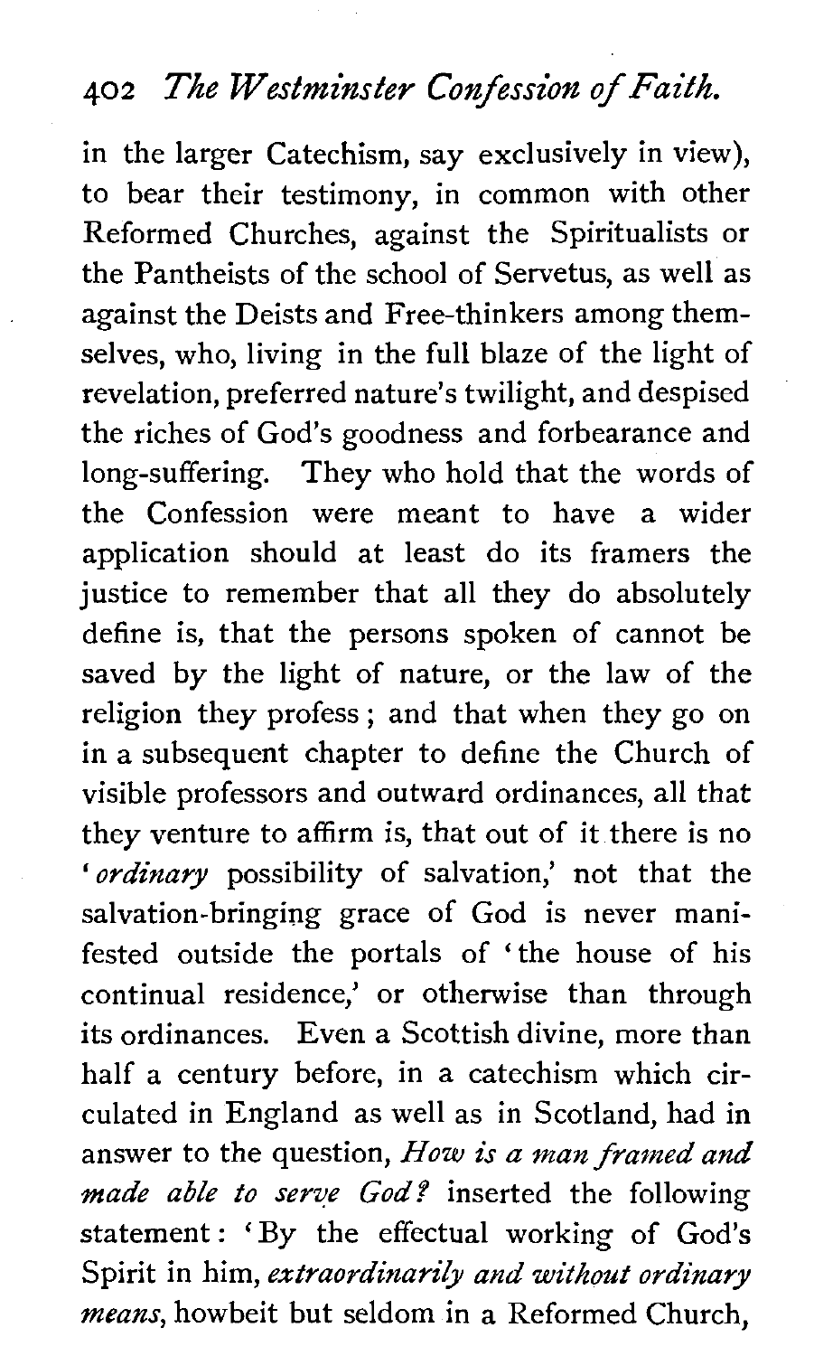in the larger Catechism, say exclusively in view), to bear their testimony, in common with other Reformed Churches, against the Spiritualists or the Pantheists of the school of Servetus, as well as against the Deists and Free-thinkers among themselves, who, living in the full blaze of the light of revelation, preferred nature's twilight, and despised the riches of God's goodness and forbearance and long-suffering. They who hold that the words of the Confession were meant to have a wider application should at least do its framers the justice to remember that all they do absolutely define is, that the persons spoken of cannot be saved by the light of nature, or the law of the religion they profess; and that when they go on in a subsequent chapter to define the Church of visible professors and outward ordinances, all that they venture to affirm is, that out of it there is no '*ordinary* possibility of salvation,' not that the salvation-bringing grace of God is never manifested outside the portals of 'the house of his continual residence,' or otherwise than through its ordinances. Even a Scottish divine, more than half a century before, in a catechism which circulated in England as well as in Scotland, had in answer to the question, *How is a man framed and made able to serve God?* inserted the following statement: 'By the effectual working of God's Spirit in him, *extraordinarily and without ordinary means*, howbeit but seldom in a Reformed Church,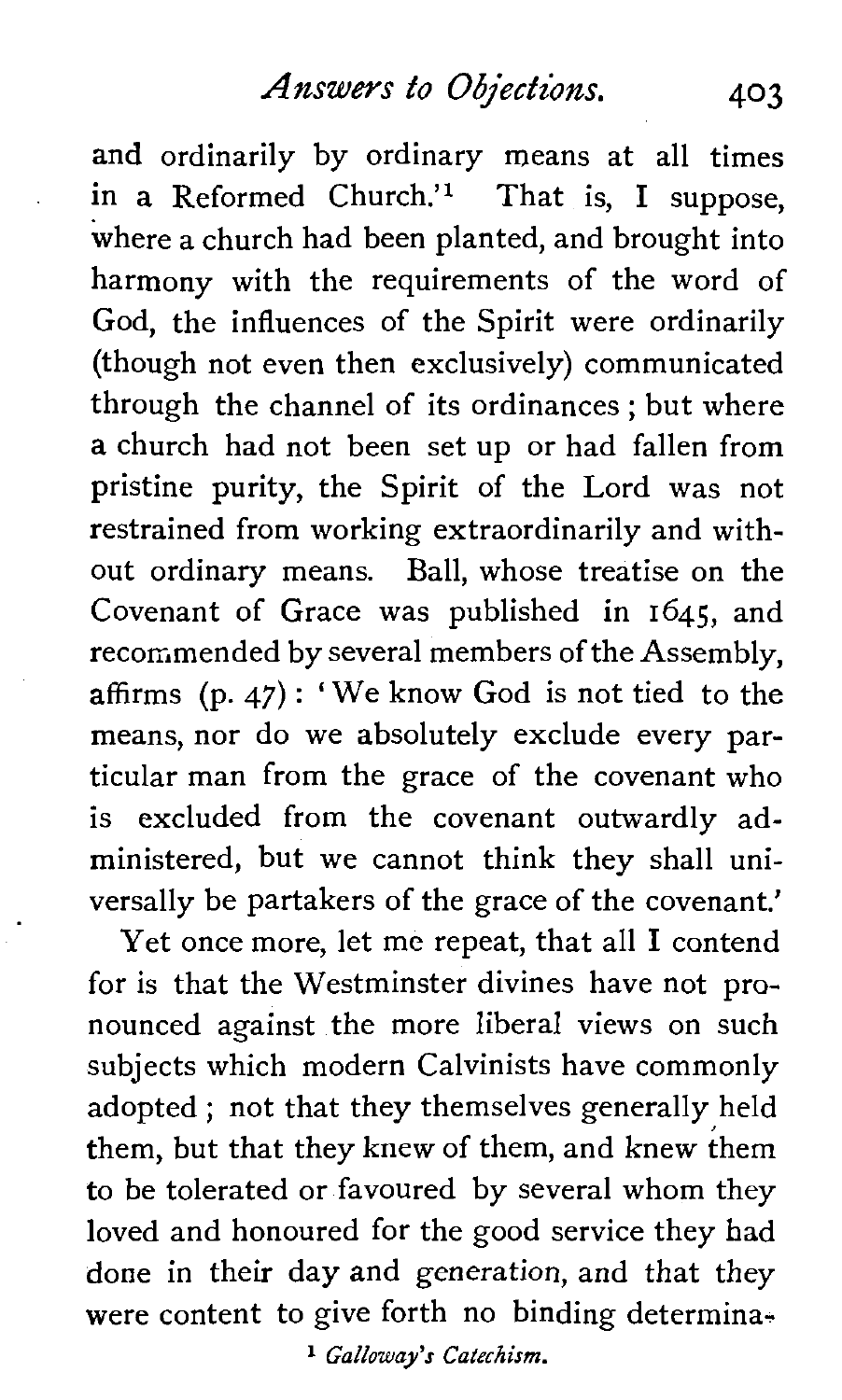and ordinarily by ordinary means at all times in a Reformed Church.'[1] That is, I suppose, where a church had been planted, and brought into harmony with the requirements of the word of God, the influences of the Spirit were ordinarily (though not even then exclusively) communicated through the channel of its ordinances; but where a church had not been set up or had fallen from pristine purity, the Spirit of the Lord was not restrained from working extraordinarily and without ordinary means. Ball, whose treatise on the Covenant of Grace was published in 1645, and recommended by several members of the Assembly, affirms (p. 47): 'We know God is not tied to the means, nor do we absolutely exclude every particular man from the grace of the covenant who is excluded from the covenant outwardly administered, but we cannot think they shall universally be partakers of the grace of the covenant.'

Yet once more, let me repeat, that all I contend for is that the Westminster divines have not pronounced against the more liberal views on such subjects which modern Calvinists have commonly adopted; not that they themselves generally held them, but that they knew of them, and knew them to be tolerated or favoured by several whom they loved and honoured for the good service they had done in their day and generation, and that they were content to give forth no binding determina-

[1] *Galloway's Catechism.*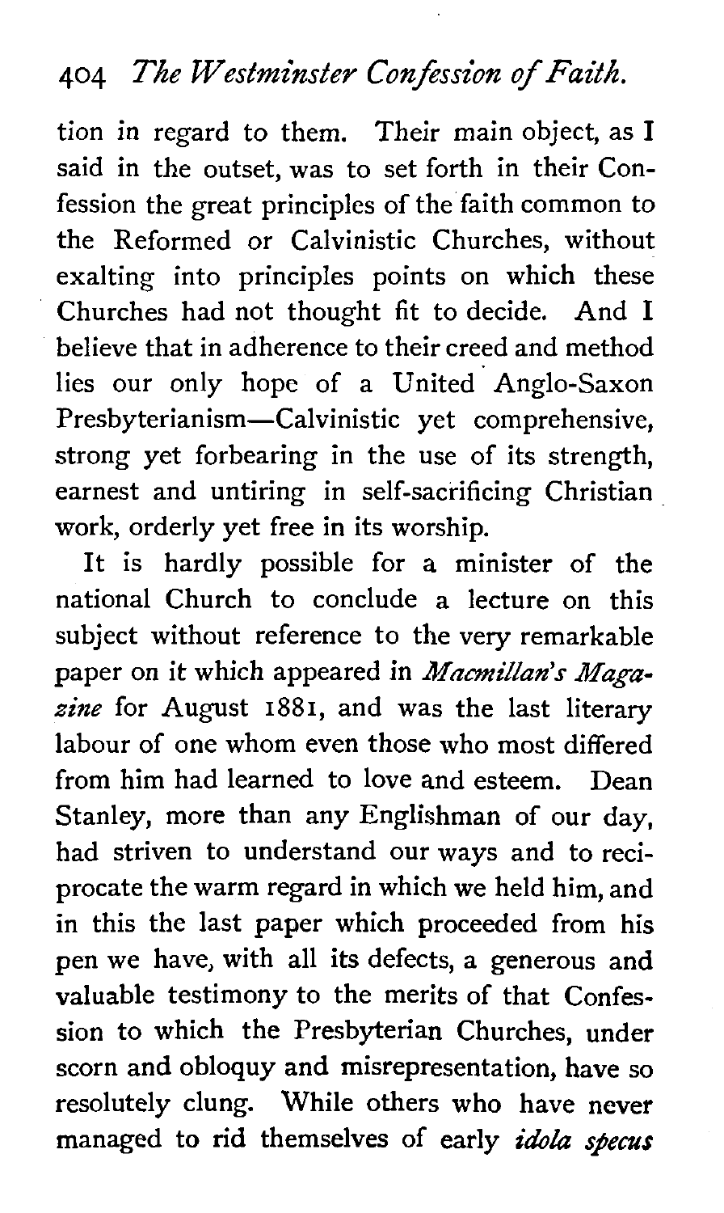tion in regard to them. Their main object, as I said in the outset, was to set forth in their Confession the great principles of the faith common to the Reformed or Calvinistic Churches, without exalting into principles points on which these Churches had not thought fit to decide. And I believe that in adherence to their creed and method lies our only hope of a United Anglo-Saxon Presbyterianism—Calvinistic yet comprehensive, strong yet forbearing in the use of its strength, earnest and untiring in self-sacrificing Christian work, orderly yet free in its worship.

It is hardly possible for a minister of the national Church to conclude a lecture on this subject without reference to the very remarkable paper on it which appeared in *Macmillan's Magazine* for August 1881, and was the last literary labour of one whom even those who most differed from him had learned to love and esteem. Dean Stanley, more than any Englishman of our day, had striven to understand our ways and to reciprocate the warm regard in which we held him, and in this the last paper which proceeded from his pen we have, with all its defects, a generous and valuable testimony to the merits of that Confession to which the Presbyterian Churches, under scorn and obloquy and misrepresentation, have so resolutely clung. While others who have never managed to rid themselves of early *idola specus*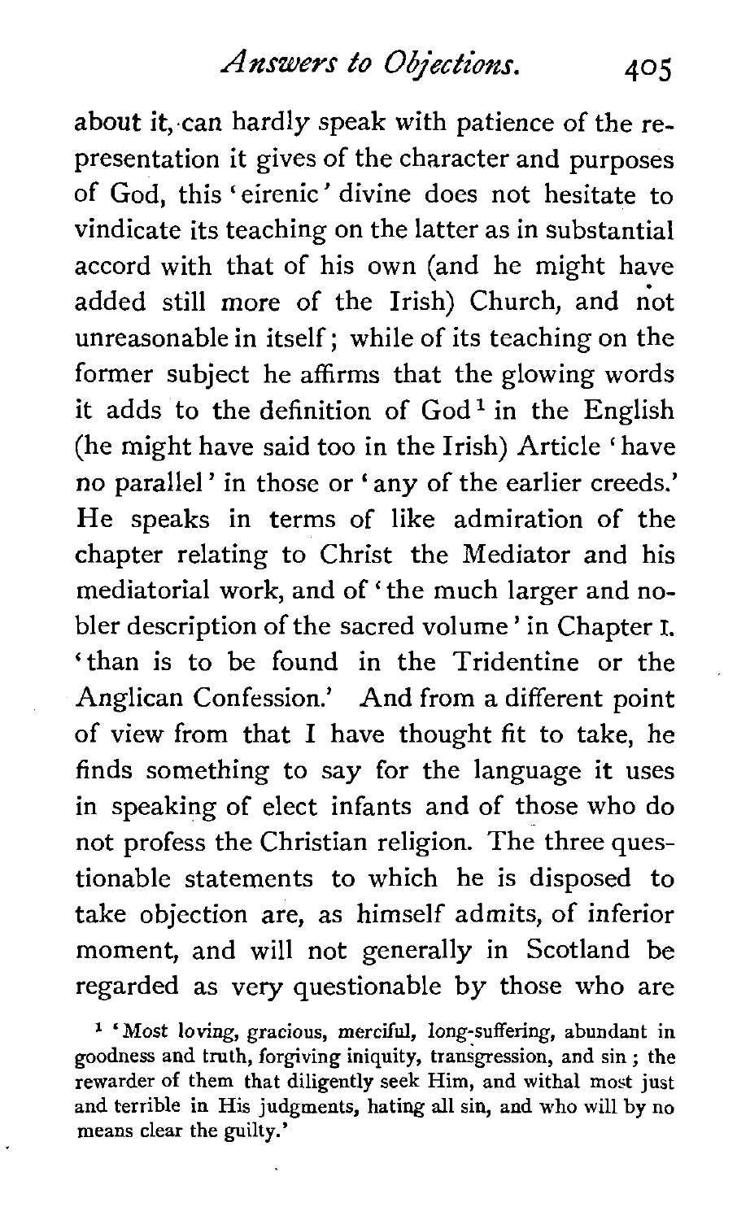about it, can hardly speak with patience of the representation it gives of the character and purposes of God, this 'eirenic' divine does not hesitate to vindicate its teaching on the latter as in substantial accord with that of his own (and he might have added still more of the Irish) Church, and not unreasonable in itself; while of its teaching on the former subject he affirms that the glowing words it adds to the definition of God[1] in the English (he might have said too in the Irish) Article 'have no parallel' in those or 'any of the earlier creeds.' He speaks in terms of like admiration of the chapter relating to Christ the Mediator and his mediatorial work, and of 'the much larger and nobler description of the sacred volume' in Chapter I. 'than is to be found in the Tridentine or the Anglican Confession.' And from a different point of view from that I have thought fit to take, he finds something to say for the language it uses in speaking of elect infants and of those who do not profess the Christian religion. The three questionable statements to which he is disposed to take objection are, as himself admits, of inferior moment, and will not generally in Scotland be regarded as very questionable by those who are

[1] 'Most loving, gracious, merciful, long-suffering, abundant in goodness and truth, forgiving iniquity, transgression, and sin; the rewarder of them that diligently seek Him, and withal most just and terrible in His judgments, hating all sin, and who will by no means clear the guilty.'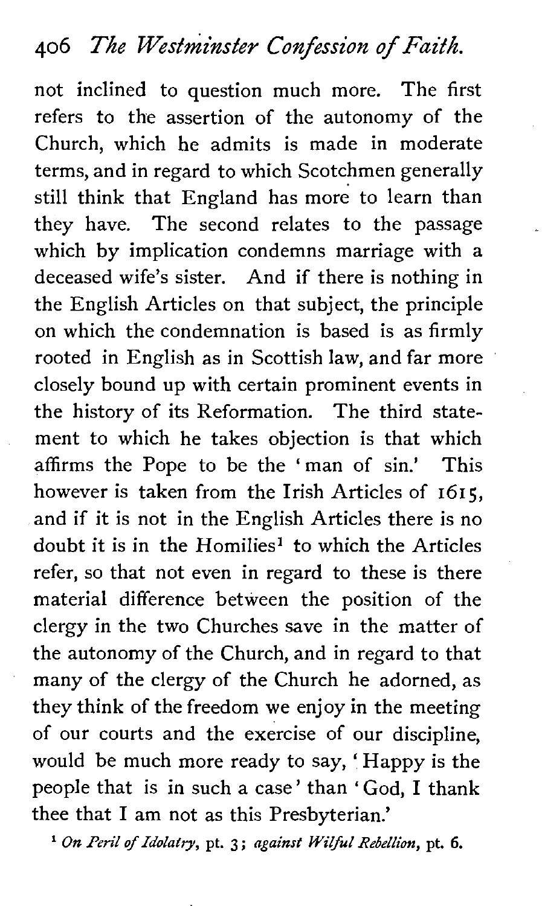not inclined to question much more. The first refers to the assertion of the autonomy of the Church, which he admits is made in moderate terms, and in regard to which Scotchmen generally still think that England has more to learn than they have. The second relates to the passage which by implication condemns marriage with a deceased wife's sister. And if there is nothing in the English Articles on that subject, the principle on which the condemnation is based is as firmly rooted in English as in Scottish law, and far more closely bound up with certain prominent events in the history of its Reformation. The third statement to which he takes objection is that which affirms the Pope to be the 'man of sin.' This however is taken from the Irish Articles of 1615, and if it is not in the English Articles there is no doubt it is in the Homilies[1] to which the Articles refer, so that not even in regard to these is there material difference between the position of the clergy in the two Churches save in the matter of the autonomy of the Church, and in regard to that many of the clergy of the Church he adorned, as they think of the freedom we enjoy in the meeting of our courts and the exercise of our discipline, would be much more ready to say, 'Happy is the people that is in such a case' than 'God, I thank thee that I am not as this Presbyterian.'

[1] *On Peril of Idolatry*, pt. 3; *against Wilful Rebellion*, pt. 6.